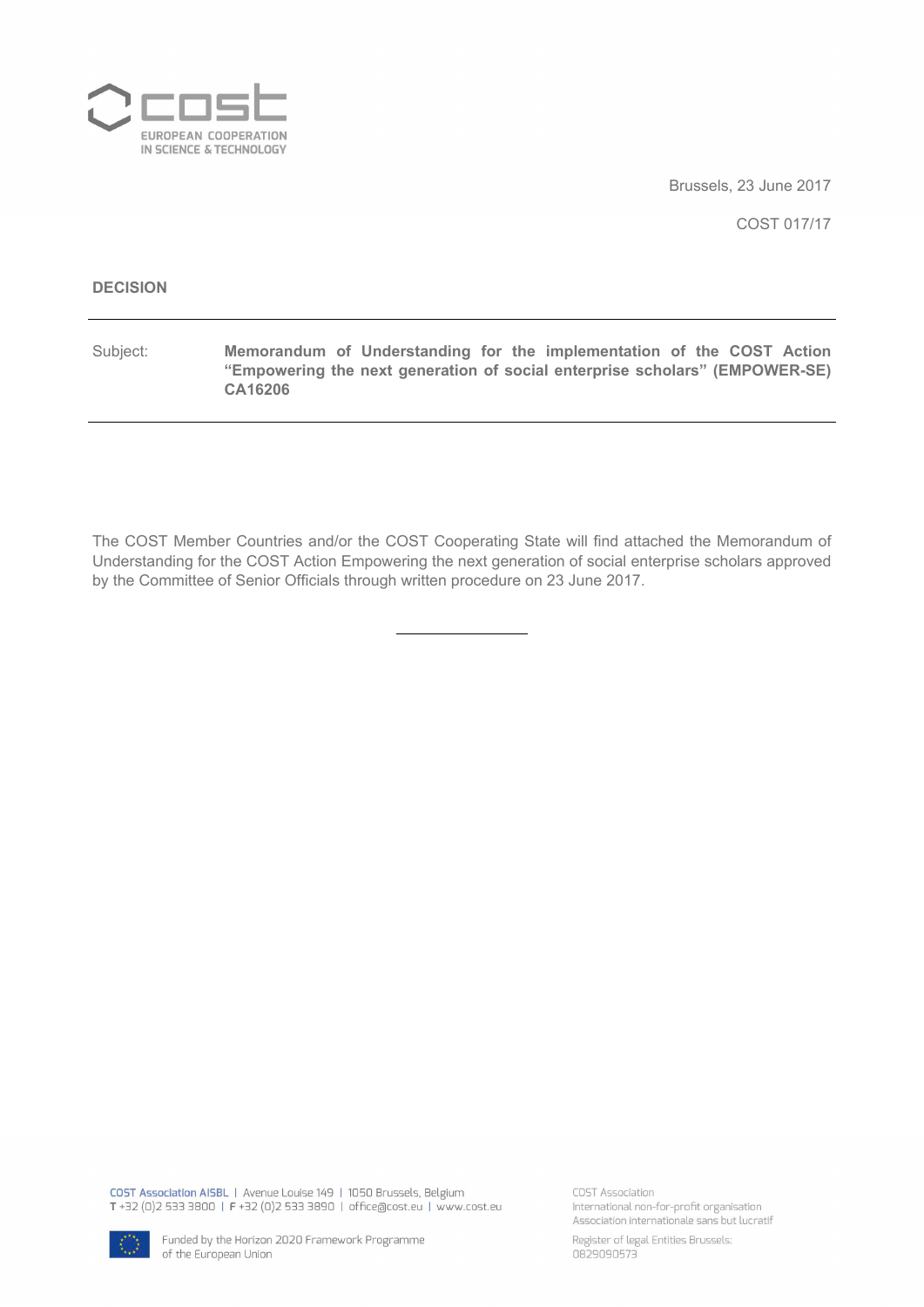Brussels, 23 June 2017

COST 017/17

**DECISION**

---

Subject: **Memorandum of Understanding for the implementation of the COST Action "Empowering the next generation of social enterprise scholars" (EMPOWER-SE) CA16206**

---

The COST Member Countries and/or the COST Cooperating State will find attached the Memorandum of Understanding for the COST Action Empowering the next generation of social enterprise scholars approved by the Committee of Senior Officials through written procedure on 23 June 2017.

---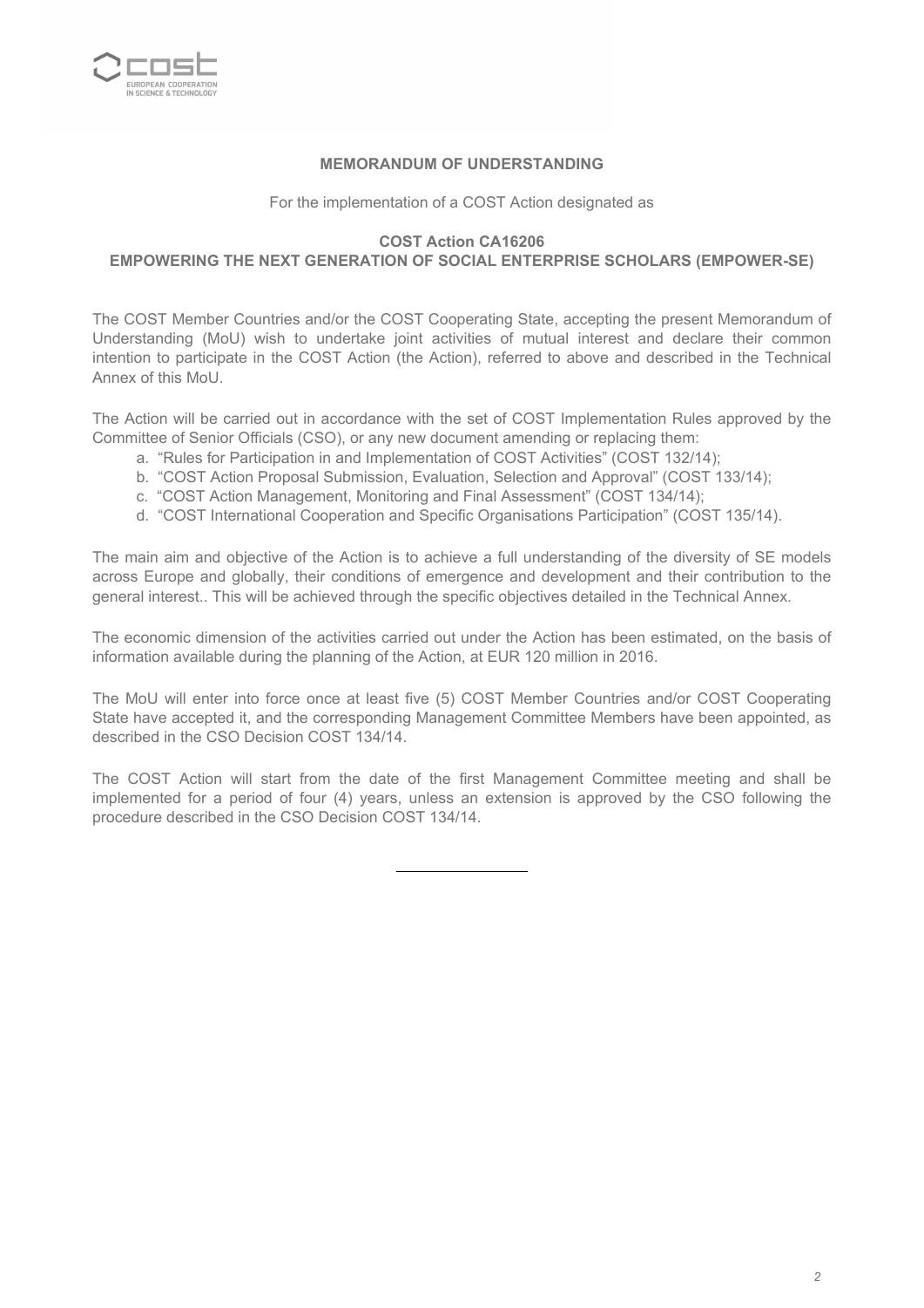**MEMORANDUM OF UNDERSTANDING**

For the implementation of a COST Action designated as

**COST Action CA16206**
**EMPOWERING THE NEXT GENERATION OF SOCIAL ENTERPRISE SCHOLARS (EMPOWER-SE)**

The COST Member Countries and/or the COST Cooperating State, accepting the present Memorandum of Understanding (MoU) wish to undertake joint activities of mutual interest and declare their common intention to participate in the COST Action (the Action), referred to above and described in the Technical Annex of this MoU.

The Action will be carried out in accordance with the set of COST Implementation Rules approved by the Committee of Senior Officials (CSO), or any new document amending or replacing them:

a. "Rules for Participation in and Implementation of COST Activities" (COST 132/14);
b. "COST Action Proposal Submission, Evaluation, Selection and Approval" (COST 133/14);
c. "COST Action Management, Monitoring and Final Assessment" (COST 134/14);
d. "COST International Cooperation and Specific Organisations Participation" (COST 135/14).

The main aim and objective of the Action is to achieve a full understanding of the diversity of SE models across Europe and globally, their conditions of emergence and development and their contribution to the general interest.. This will be achieved through the specific objectives detailed in the Technical Annex.

The economic dimension of the activities carried out under the Action has been estimated, on the basis of information available during the planning of the Action, at EUR 120 million in 2016.

The MoU will enter into force once at least five (5) COST Member Countries and/or COST Cooperating State have accepted it, and the corresponding Management Committee Members have been appointed, as described in the CSO Decision COST 134/14.

The COST Action will start from the date of the first Management Committee meeting and shall be implemented for a period of four (4) years, unless an extension is approved by the CSO following the procedure described in the CSO Decision COST 134/14.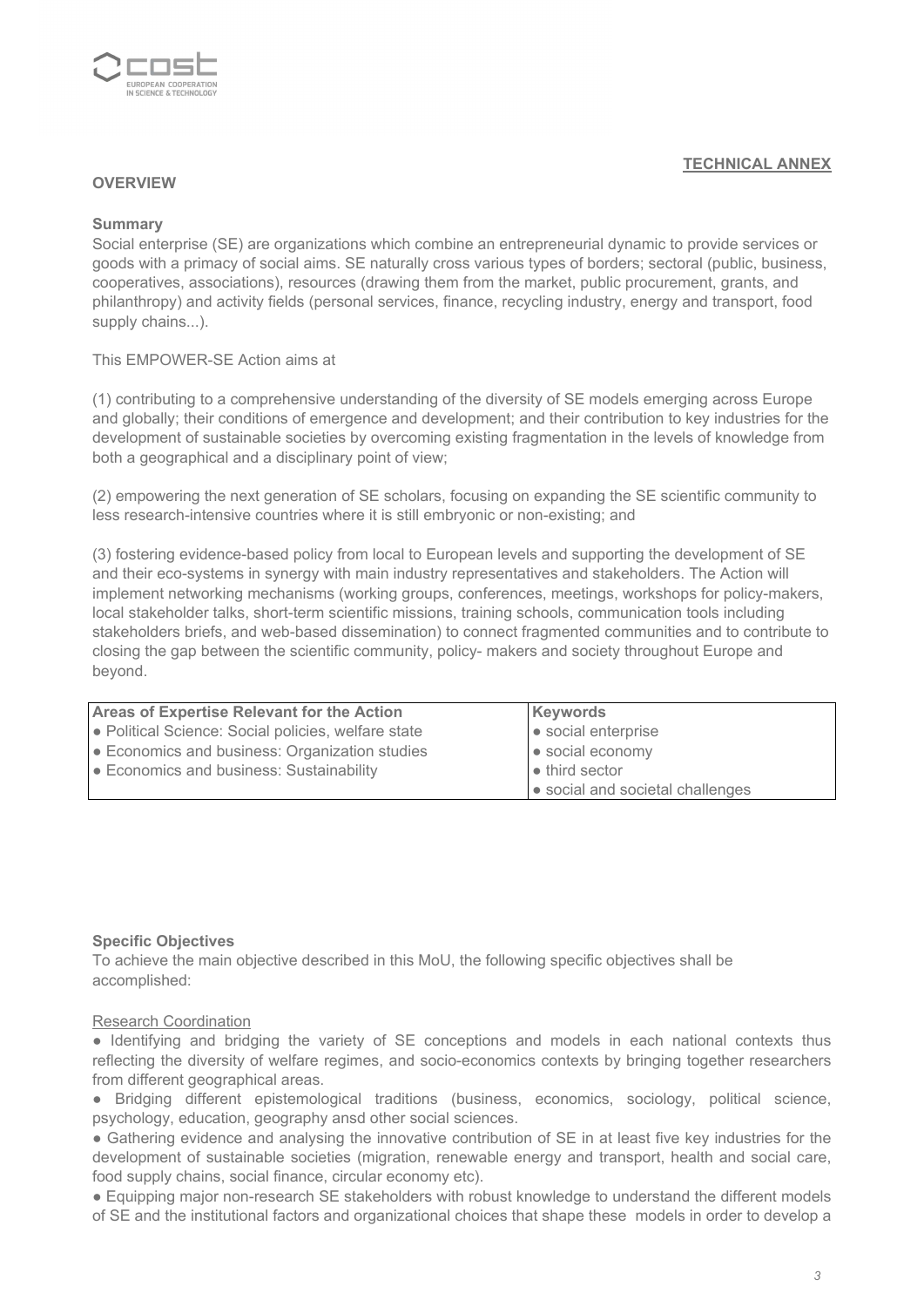**TECHNICAL ANNEX**

## OVERVIEW

### Summary

Social enterprise (SE) are organizations which combine an entrepreneurial dynamic to provide services or goods with a primacy of social aims. SE naturally cross various types of borders; sectoral (public, business, cooperatives, associations), resources (drawing them from the market, public procurement, grants, and philanthropy) and activity fields (personal services, finance, recycling industry, energy and transport, food supply chains...).

This EMPOWER-SE Action aims at

(1) contributing to a comprehensive understanding of the diversity of SE models emerging across Europe and globally; their conditions of emergence and development; and their contribution to key industries for the development of sustainable societies by overcoming existing fragmentation in the levels of knowledge from both a geographical and a disciplinary point of view;

(2) empowering the next generation of SE scholars, focusing on expanding the SE scientific community to less research-intensive countries where it is still embryonic or non-existing; and

(3) fostering evidence-based policy from local to European levels and supporting the development of SE and their eco-systems in synergy with main industry representatives and stakeholders. The Action will implement networking mechanisms (working groups, conferences, meetings, workshops for policy-makers, local stakeholder talks, short-term scientific missions, training schools, communication tools including stakeholders briefs, and web-based dissemination) to connect fragmented communities and to contribute to closing the gap between the scientific community, policy- makers and society throughout Europe and beyond.

| Areas of Expertise Relevant for the Action | Keywords |
|---|---|
| ● Political Science: Social policies, welfare state<br>● Economics and business: Organization studies<br>● Economics and business: Sustainability | ● social enterprise<br>● social economy<br>● third sector<br>● social and societal challenges |

### Specific Objectives

To achieve the main objective described in this MoU, the following specific objectives shall be accomplished:

Research Coordination

● Identifying and bridging the variety of SE conceptions and models in each national contexts thus reflecting the diversity of welfare regimes, and socio-economics contexts by bringing together researchers from different geographical areas.

● Bridging different epistemological traditions (business, economics, sociology, political science, psychology, education, geography ansd other social sciences.

● Gathering evidence and analysing the innovative contribution of SE in at least five key industries for the development of sustainable societies (migration, renewable energy and transport, health and social care, food supply chains, social finance, circular economy etc).

● Equipping major non-research SE stakeholders with robust knowledge to understand the different models of SE and the institutional factors and organizational choices that shape these models in order to develop a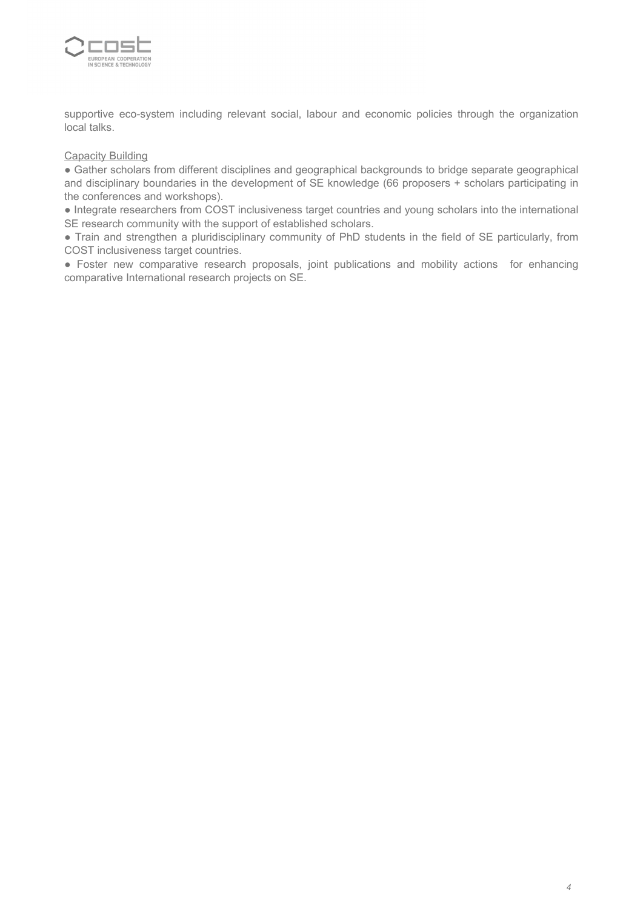supportive eco-system including relevant social, labour and economic policies through the organization local talks.

Capacity Building

- Gather scholars from different disciplines and geographical backgrounds to bridge separate geographical and disciplinary boundaries in the development of SE knowledge (66 proposers + scholars participating in the conferences and workshops).
- Integrate researchers from COST inclusiveness target countries and young scholars into the international SE research community with the support of established scholars.
- Train and strengthen a pluridisciplinary community of PhD students in the field of SE particularly, from COST inclusiveness target countries.
- Foster new comparative research proposals, joint publications and mobility actions for enhancing comparative International research projects on SE.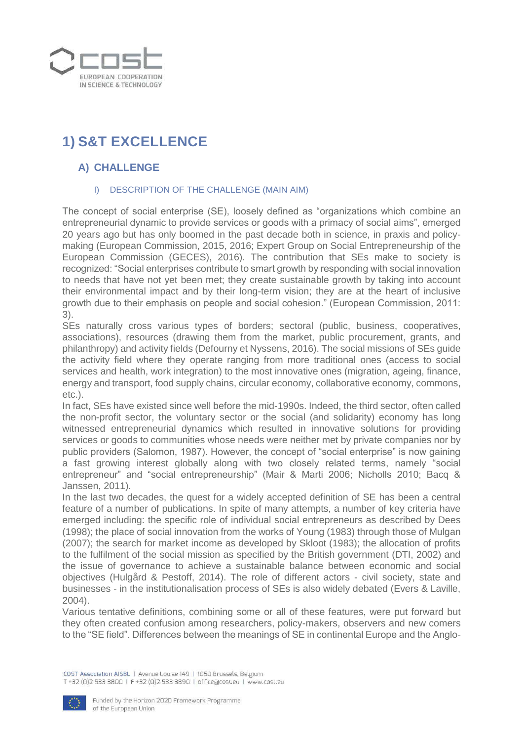# 1) S&T EXCELLENCE

## A) CHALLENGE

### I) DESCRIPTION OF THE CHALLENGE (MAIN AIM)

The concept of social enterprise (SE), loosely defined as "organizations which combine an entrepreneurial dynamic to provide services or goods with a primacy of social aims", emerged 20 years ago but has only boomed in the past decade both in science, in praxis and policy-making (European Commission, 2015, 2016; Expert Group on Social Entrepreneurship of the European Commission (GECES), 2016). The contribution that SEs make to society is recognized: "Social enterprises contribute to smart growth by responding with social innovation to needs that have not yet been met; they create sustainable growth by taking into account their environmental impact and by their long-term vision; they are at the heart of inclusive growth due to their emphasis on people and social cohesion." (European Commission, 2011: 3).

SEs naturally cross various types of borders; sectoral (public, business, cooperatives, associations), resources (drawing them from the market, public procurement, grants, and philanthropy) and activity fields (Defourny et Nyssens, 2016). The social missions of SEs guide the activity field where they operate ranging from more traditional ones (access to social services and health, work integration) to the most innovative ones (migration, ageing, finance, energy and transport, food supply chains, circular economy, collaborative economy, commons, etc.).

In fact, SEs have existed since well before the mid-1990s. Indeed, the third sector, often called the non-profit sector, the voluntary sector or the social (and solidarity) economy has long witnessed entrepreneurial dynamics which resulted in innovative solutions for providing services or goods to communities whose needs were neither met by private companies nor by public providers (Salomon, 1987). However, the concept of "social enterprise" is now gaining a fast growing interest globally along with two closely related terms, namely "social entrepreneur" and "social entrepreneurship" (Mair & Marti 2006; Nicholls 2010; Bacq & Janssen, 2011).

In the last two decades, the quest for a widely accepted definition of SE has been a central feature of a number of publications. In spite of many attempts, a number of key criteria have emerged including: the specific role of individual social entrepreneurs as described by Dees (1998); the place of social innovation from the works of Young (1983) through those of Mulgan (2007); the search for market income as developed by Skloot (1983); the allocation of profits to the fulfilment of the social mission as specified by the British government (DTI, 2002) and the issue of governance to achieve a sustainable balance between economic and social objectives (Hulgård & Pestoff, 2014). The role of different actors - civil society, state and businesses - in the institutionalisation process of SEs is also widely debated (Evers & Laville, 2004).

Various tentative definitions, combining some or all of these features, were put forward but they often created confusion among researchers, policy-makers, observers and new comers to the "SE field". Differences between the meanings of SE in continental Europe and the Anglo-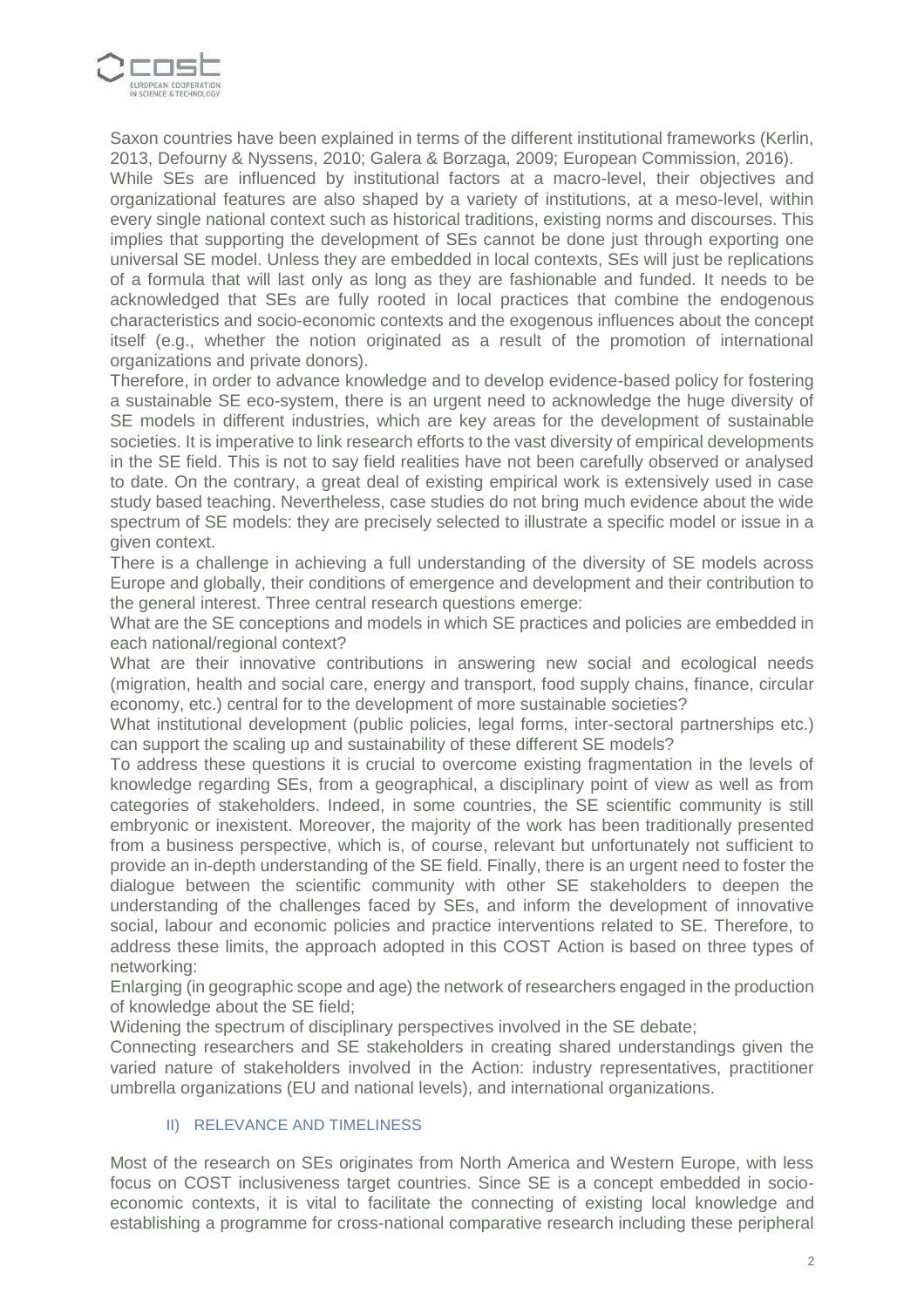Saxon countries have been explained in terms of the different institutional frameworks (Kerlin, 2013, Defourny & Nyssens, 2010; Galera & Borzaga, 2009; European Commission, 2016).

While SEs are influenced by institutional factors at a macro-level, their objectives and organizational features are also shaped by a variety of institutions, at a meso-level, within every single national context such as historical traditions, existing norms and discourses. This implies that supporting the development of SEs cannot be done just through exporting one universal SE model. Unless they are embedded in local contexts, SEs will just be replications of a formula that will last only as long as they are fashionable and funded. It needs to be acknowledged that SEs are fully rooted in local practices that combine the endogenous characteristics and socio-economic contexts and the exogenous influences about the concept itself (e.g., whether the notion originated as a result of the promotion of international organizations and private donors).

Therefore, in order to advance knowledge and to develop evidence-based policy for fostering a sustainable SE eco-system, there is an urgent need to acknowledge the huge diversity of SE models in different industries, which are key areas for the development of sustainable societies. It is imperative to link research efforts to the vast diversity of empirical developments in the SE field. This is not to say field realities have not been carefully observed or analysed to date. On the contrary, a great deal of existing empirical work is extensively used in case study based teaching. Nevertheless, case studies do not bring much evidence about the wide spectrum of SE models: they are precisely selected to illustrate a specific model or issue in a given context.

There is a challenge in achieving a full understanding of the diversity of SE models across Europe and globally, their conditions of emergence and development and their contribution to the general interest. Three central research questions emerge:

What are the SE conceptions and models in which SE practices and policies are embedded in each national/regional context?

What are their innovative contributions in answering new social and ecological needs (migration, health and social care, energy and transport, food supply chains, finance, circular economy, etc.) central for to the development of more sustainable societies?

What institutional development (public policies, legal forms, inter-sectoral partnerships etc.) can support the scaling up and sustainability of these different SE models?

To address these questions it is crucial to overcome existing fragmentation in the levels of knowledge regarding SEs, from a geographical, a disciplinary point of view as well as from categories of stakeholders. Indeed, in some countries, the SE scientific community is still embryonic or inexistent. Moreover, the majority of the work has been traditionally presented from a business perspective, which is, of course, relevant but unfortunately not sufficient to provide an in-depth understanding of the SE field. Finally, there is an urgent need to foster the dialogue between the scientific community with other SE stakeholders to deepen the understanding of the challenges faced by SEs, and inform the development of innovative social, labour and economic policies and practice interventions related to SE. Therefore, to address these limits, the approach adopted in this COST Action is based on three types of networking:

Enlarging (in geographic scope and age) the network of researchers engaged in the production of knowledge about the SE field;

Widening the spectrum of disciplinary perspectives involved in the SE debate;

Connecting researchers and SE stakeholders in creating shared understandings given the varied nature of stakeholders involved in the Action: industry representatives, practitioner umbrella organizations (EU and national levels), and international organizations.

### II) RELEVANCE AND TIMELINESS

Most of the research on SEs originates from North America and Western Europe, with less focus on COST inclusiveness target countries. Since SE is a concept embedded in socio-economic contexts, it is vital to facilitate the connecting of existing local knowledge and establishing a programme for cross-national comparative research including these peripheral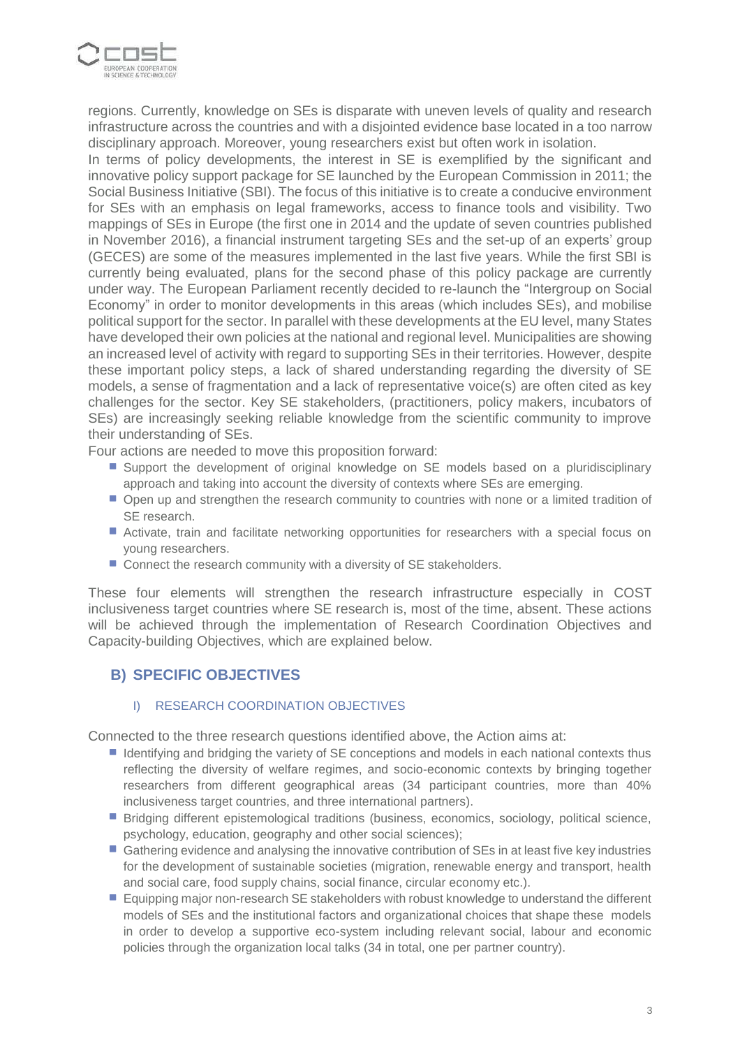regions. Currently, knowledge on SEs is disparate with uneven levels of quality and research infrastructure across the countries and with a disjointed evidence base located in a too narrow disciplinary approach. Moreover, young researchers exist but often work in isolation.

In terms of policy developments, the interest in SE is exemplified by the significant and innovative policy support package for SE launched by the European Commission in 2011; the Social Business Initiative (SBI). The focus of this initiative is to create a conducive environment for SEs with an emphasis on legal frameworks, access to finance tools and visibility. Two mappings of SEs in Europe (the first one in 2014 and the update of seven countries published in November 2016), a financial instrument targeting SEs and the set-up of an experts' group (GECES) are some of the measures implemented in the last five years. While the first SBI is currently being evaluated, plans for the second phase of this policy package are currently under way. The European Parliament recently decided to re-launch the "Intergroup on Social Economy" in order to monitor developments in this areas (which includes SEs), and mobilise political support for the sector. In parallel with these developments at the EU level, many States have developed their own policies at the national and regional level. Municipalities are showing an increased level of activity with regard to supporting SEs in their territories. However, despite these important policy steps, a lack of shared understanding regarding the diversity of SE models, a sense of fragmentation and a lack of representative voice(s) are often cited as key challenges for the sector. Key SE stakeholders, (practitioners, policy makers, incubators of SEs) are increasingly seeking reliable knowledge from the scientific community to improve their understanding of SEs.

Four actions are needed to move this proposition forward:

- Support the development of original knowledge on SE models based on a pluridisciplinary approach and taking into account the diversity of contexts where SEs are emerging.
- Open up and strengthen the research community to countries with none or a limited tradition of SE research.
- Activate, train and facilitate networking opportunities for researchers with a special focus on young researchers.
- Connect the research community with a diversity of SE stakeholders.

These four elements will strengthen the research infrastructure especially in COST inclusiveness target countries where SE research is, most of the time, absent. These actions will be achieved through the implementation of Research Coordination Objectives and Capacity-building Objectives, which are explained below.

## B) SPECIFIC OBJECTIVES

### I) RESEARCH COORDINATION OBJECTIVES

Connected to the three research questions identified above, the Action aims at:

- Identifying and bridging the variety of SE conceptions and models in each national contexts thus reflecting the diversity of welfare regimes, and socio-economic contexts by bringing together researchers from different geographical areas (34 participant countries, more than 40% inclusiveness target countries, and three international partners).
- Bridging different epistemological traditions (business, economics, sociology, political science, psychology, education, geography and other social sciences);
- Gathering evidence and analysing the innovative contribution of SEs in at least five key industries for the development of sustainable societies (migration, renewable energy and transport, health and social care, food supply chains, social finance, circular economy etc.).
- Equipping major non-research SE stakeholders with robust knowledge to understand the different models of SEs and the institutional factors and organizational choices that shape these models in order to develop a supportive eco-system including relevant social, labour and economic policies through the organization local talks (34 in total, one per partner country).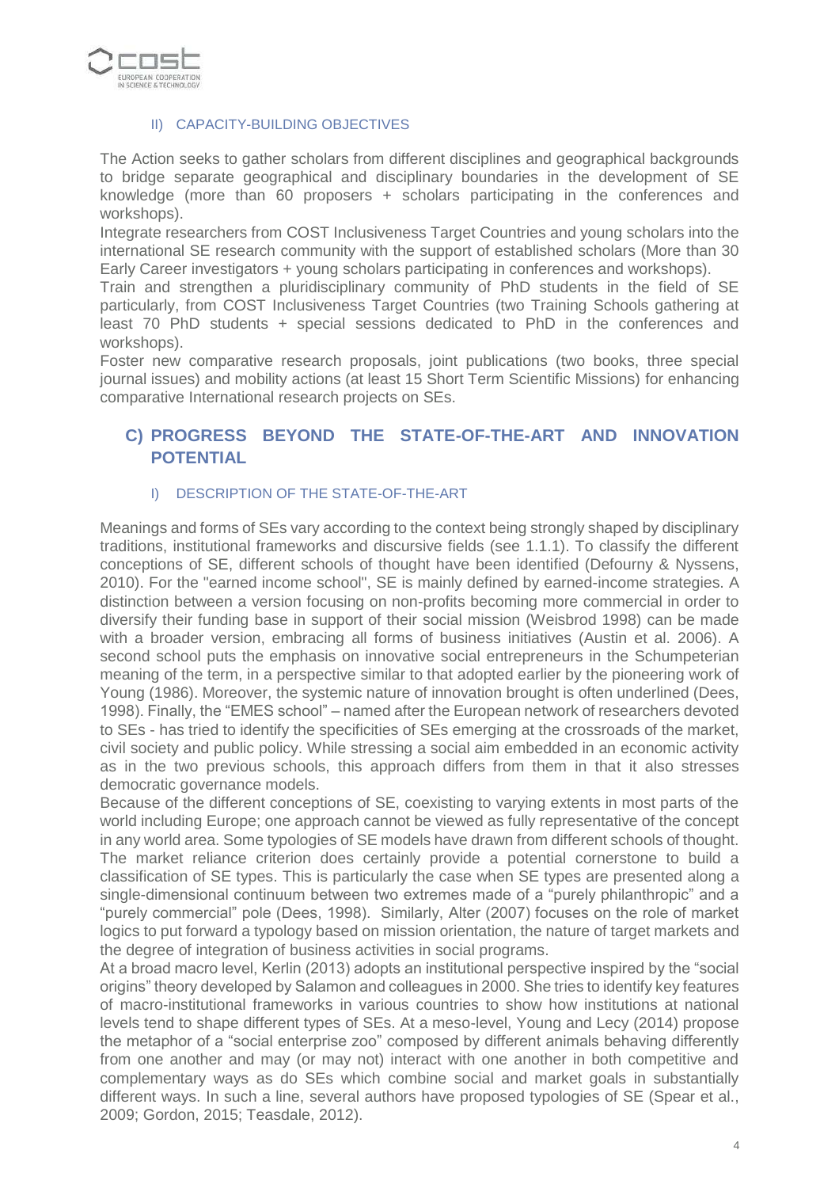#### II) CAPACITY-BUILDING OBJECTIVES

The Action seeks to gather scholars from different disciplines and geographical backgrounds to bridge separate geographical and disciplinary boundaries in the development of SE knowledge (more than 60 proposers + scholars participating in the conferences and workshops).

Integrate researchers from COST Inclusiveness Target Countries and young scholars into the international SE research community with the support of established scholars (More than 30 Early Career investigators + young scholars participating in conferences and workshops).

Train and strengthen a pluridisciplinary community of PhD students in the field of SE particularly, from COST Inclusiveness Target Countries (two Training Schools gathering at least 70 PhD students + special sessions dedicated to PhD in the conferences and workshops).

Foster new comparative research proposals, joint publications (two books, three special journal issues) and mobility actions (at least 15 Short Term Scientific Missions) for enhancing comparative International research projects on SEs.

## C) PROGRESS BEYOND THE STATE-OF-THE-ART AND INNOVATION POTENTIAL

#### I) DESCRIPTION OF THE STATE-OF-THE-ART

Meanings and forms of SEs vary according to the context being strongly shaped by disciplinary traditions, institutional frameworks and discursive fields (see 1.1.1). To classify the different conceptions of SE, different schools of thought have been identified (Defourny & Nyssens, 2010). For the "earned income school", SE is mainly defined by earned-income strategies. A distinction between a version focusing on non-profits becoming more commercial in order to diversify their funding base in support of their social mission (Weisbrod 1998) can be made with a broader version, embracing all forms of business initiatives (Austin et al. 2006). A second school puts the emphasis on innovative social entrepreneurs in the Schumpeterian meaning of the term, in a perspective similar to that adopted earlier by the pioneering work of Young (1986). Moreover, the systemic nature of innovation brought is often underlined (Dees, 1998). Finally, the "EMES school" – named after the European network of researchers devoted to SEs - has tried to identify the specificities of SEs emerging at the crossroads of the market, civil society and public policy. While stressing a social aim embedded in an economic activity as in the two previous schools, this approach differs from them in that it also stresses democratic governance models.

Because of the different conceptions of SE, coexisting to varying extents in most parts of the world including Europe; one approach cannot be viewed as fully representative of the concept in any world area. Some typologies of SE models have drawn from different schools of thought. The market reliance criterion does certainly provide a potential cornerstone to build a classification of SE types. This is particularly the case when SE types are presented along a single-dimensional continuum between two extremes made of a "purely philanthropic" and a "purely commercial" pole (Dees, 1998). Similarly, Alter (2007) focuses on the role of market logics to put forward a typology based on mission orientation, the nature of target markets and the degree of integration of business activities in social programs.

At a broad macro level, Kerlin (2013) adopts an institutional perspective inspired by the "social origins" theory developed by Salamon and colleagues in 2000. She tries to identify key features of macro-institutional frameworks in various countries to show how institutions at national levels tend to shape different types of SEs. At a meso-level, Young and Lecy (2014) propose the metaphor of a "social enterprise zoo" composed by different animals behaving differently from one another and may (or may not) interact with one another in both competitive and complementary ways as do SEs which combine social and market goals in substantially different ways. In such a line, several authors have proposed typologies of SE (Spear et al., 2009; Gordon, 2015; Teasdale, 2012).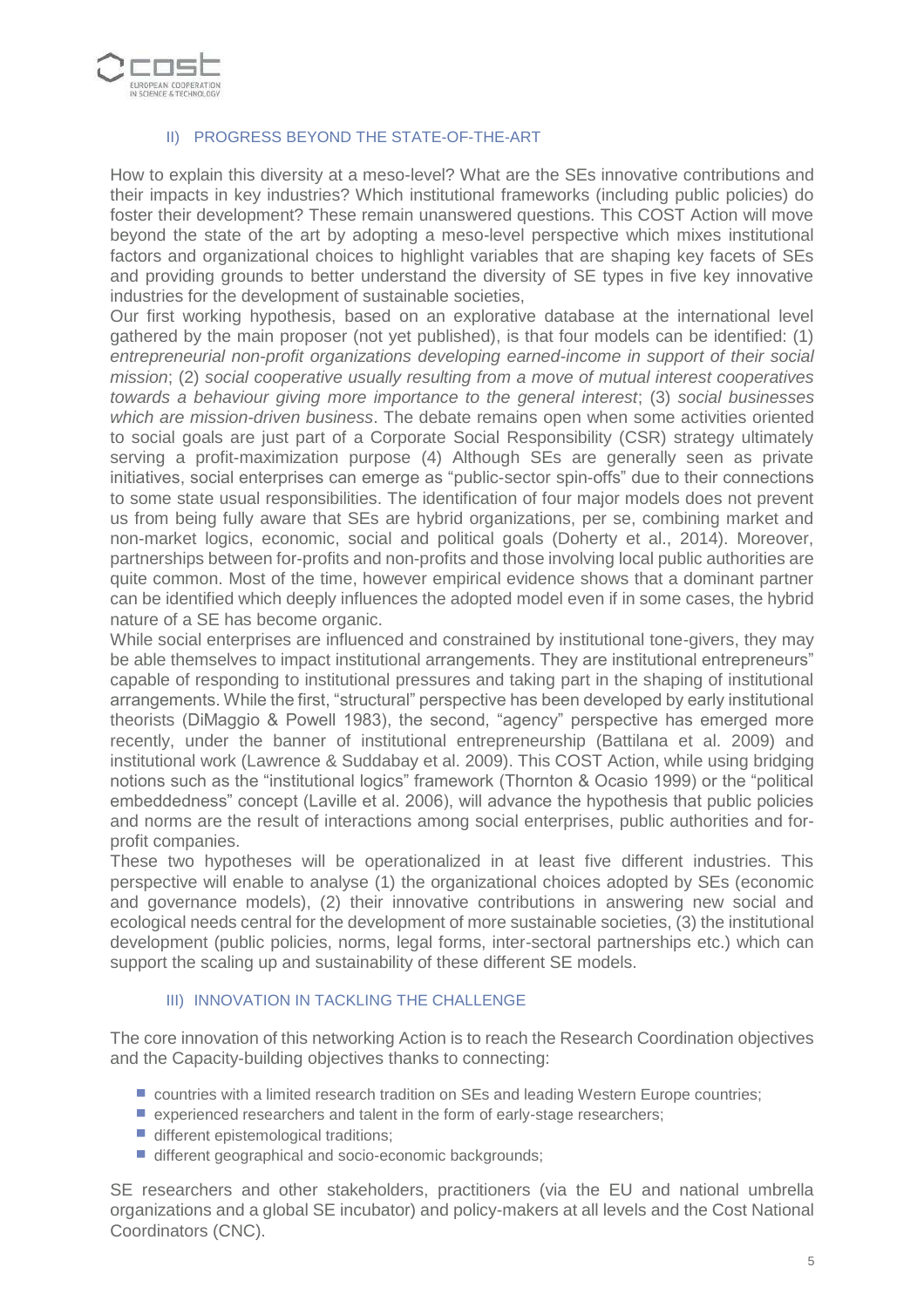### II) PROGRESS BEYOND THE STATE-OF-THE-ART

How to explain this diversity at a meso-level? What are the SEs innovative contributions and their impacts in key industries? Which institutional frameworks (including public policies) do foster their development? These remain unanswered questions. This COST Action will move beyond the state of the art by adopting a meso-level perspective which mixes institutional factors and organizational choices to highlight variables that are shaping key facets of SEs and providing grounds to better understand the diversity of SE types in five key innovative industries for the development of sustainable societies,

Our first working hypothesis, based on an explorative database at the international level gathered by the main proposer (not yet published), is that four models can be identified: (1) *entrepreneurial non-profit organizations developing earned-income in support of their social mission*; (2) *social cooperative usually resulting from a move of mutual interest cooperatives towards a behaviour giving more importance to the general interest*; (3) *social businesses which are mission-driven business*. The debate remains open when some activities oriented to social goals are just part of a Corporate Social Responsibility (CSR) strategy ultimately serving a profit-maximization purpose (4) Although SEs are generally seen as private initiatives, social enterprises can emerge as "public-sector spin-offs" due to their connections to some state usual responsibilities. The identification of four major models does not prevent us from being fully aware that SEs are hybrid organizations, per se, combining market and non-market logics, economic, social and political goals (Doherty et al., 2014). Moreover, partnerships between for-profits and non-profits and those involving local public authorities are quite common. Most of the time, however empirical evidence shows that a dominant partner can be identified which deeply influences the adopted model even if in some cases, the hybrid nature of a SE has become organic.

While social enterprises are influenced and constrained by institutional tone-givers, they may be able themselves to impact institutional arrangements. They are institutional entrepreneurs" capable of responding to institutional pressures and taking part in the shaping of institutional arrangements. While the first, "structural" perspective has been developed by early institutional theorists (DiMaggio & Powell 1983), the second, "agency" perspective has emerged more recently, under the banner of institutional entrepreneurship (Battilana et al. 2009) and institutional work (Lawrence & Suddabay et al. 2009). This COST Action, while using bridging notions such as the "institutional logics" framework (Thornton & Ocasio 1999) or the "political embeddedness" concept (Laville et al. 2006), will advance the hypothesis that public policies and norms are the result of interactions among social enterprises, public authorities and for-profit companies.

These two hypotheses will be operationalized in at least five different industries. This perspective will enable to analyse (1) the organizational choices adopted by SEs (economic and governance models), (2) their innovative contributions in answering new social and ecological needs central for the development of more sustainable societies, (3) the institutional development (public policies, norms, legal forms, inter-sectoral partnerships etc.) which can support the scaling up and sustainability of these different SE models.

### III) INNOVATION IN TACKLING THE CHALLENGE

The core innovation of this networking Action is to reach the Research Coordination objectives and the Capacity-building objectives thanks to connecting:

- countries with a limited research tradition on SEs and leading Western Europe countries;
- experienced researchers and talent in the form of early-stage researchers;
- different epistemological traditions;
- different geographical and socio-economic backgrounds;

SE researchers and other stakeholders, practitioners (via the EU and national umbrella organizations and a global SE incubator) and policy-makers at all levels and the Cost National Coordinators (CNC).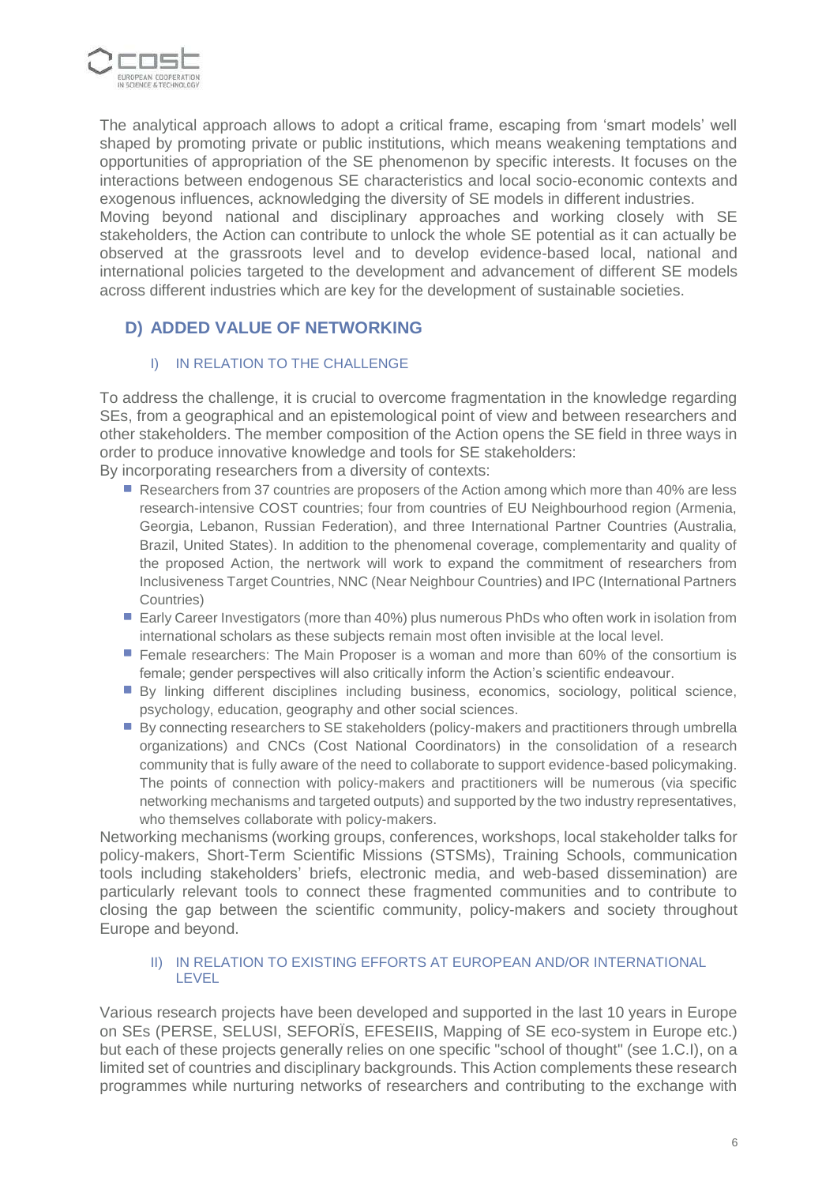The analytical approach allows to adopt a critical frame, escaping from 'smart models' well shaped by promoting private or public institutions, which means weakening temptations and opportunities of appropriation of the SE phenomenon by specific interests. It focuses on the interactions between endogenous SE characteristics and local socio-economic contexts and exogenous influences, acknowledging the diversity of SE models in different industries.
Moving beyond national and disciplinary approaches and working closely with SE stakeholders, the Action can contribute to unlock the whole SE potential as it can actually be observed at the grassroots level and to develop evidence-based local, national and international policies targeted to the development and advancement of different SE models across different industries which are key for the development of sustainable societies.

## D) ADDED VALUE OF NETWORKING

### I) IN RELATION TO THE CHALLENGE

To address the challenge, it is crucial to overcome fragmentation in the knowledge regarding SEs, from a geographical and an epistemological point of view and between researchers and other stakeholders. The member composition of the Action opens the SE field in three ways in order to produce innovative knowledge and tools for SE stakeholders:
By incorporating researchers from a diversity of contexts:

- Researchers from 37 countries are proposers of the Action among which more than 40% are less research-intensive COST countries; four from countries of EU Neighbourhood region (Armenia, Georgia, Lebanon, Russian Federation), and three International Partner Countries (Australia, Brazil, United States). In addition to the phenomenal coverage, complementarity and quality of the proposed Action, the nertwork will work to expand the commitment of researchers from Inclusiveness Target Countries, NNC (Near Neighbour Countries) and IPC (International Partners Countries)
- Early Career Investigators (more than 40%) plus numerous PhDs who often work in isolation from international scholars as these subjects remain most often invisible at the local level.
- Female researchers: The Main Proposer is a woman and more than 60% of the consortium is female; gender perspectives will also critically inform the Action's scientific endeavour.
- By linking different disciplines including business, economics, sociology, political science, psychology, education, geography and other social sciences.
- By connecting researchers to SE stakeholders (policy-makers and practitioners through umbrella organizations) and CNCs (Cost National Coordinators) in the consolidation of a research community that is fully aware of the need to collaborate to support evidence-based policymaking. The points of connection with policy-makers and practitioners will be numerous (via specific networking mechanisms and targeted outputs) and supported by the two industry representatives, who themselves collaborate with policy-makers.

Networking mechanisms (working groups, conferences, workshops, local stakeholder talks for policy-makers, Short-Term Scientific Missions (STSMs), Training Schools, communication tools including stakeholders' briefs, electronic media, and web-based dissemination) are particularly relevant tools to connect these fragmented communities and to contribute to closing the gap between the scientific community, policy-makers and society throughout Europe and beyond.

### II) IN RELATION TO EXISTING EFFORTS AT EUROPEAN AND/OR INTERNATIONAL LEVEL

Various research projects have been developed and supported in the last 10 years in Europe on SEs (PERSE, SELUSI, SEFORÏS, EFESEIIS, Mapping of SE eco-system in Europe etc.) but each of these projects generally relies on one specific "school of thought" (see 1.C.I), on a limited set of countries and disciplinary backgrounds. This Action complements these research programmes while nurturing networks of researchers and contributing to the exchange with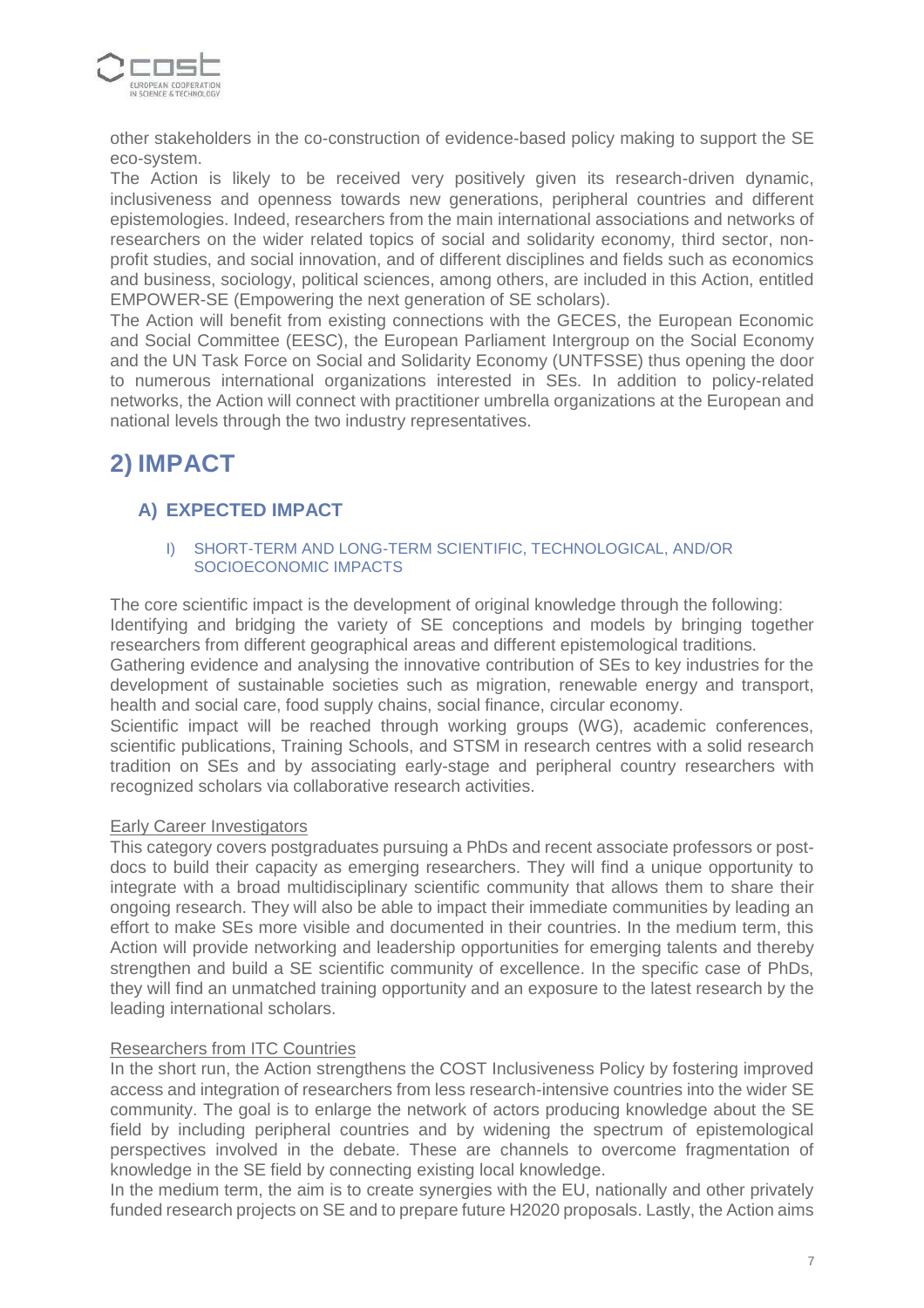other stakeholders in the co-construction of evidence-based policy making to support the SE eco-system.

The Action is likely to be received very positively given its research-driven dynamic, inclusiveness and openness towards new generations, peripheral countries and different epistemologies. Indeed, researchers from the main international associations and networks of researchers on the wider related topics of social and solidarity economy, third sector, non-profit studies, and social innovation, and of different disciplines and fields such as economics and business, sociology, political sciences, among others, are included in this Action, entitled EMPOWER-SE (Empowering the next generation of SE scholars).

The Action will benefit from existing connections with the GECES, the European Economic and Social Committee (EESC), the European Parliament Intergroup on the Social Economy and the UN Task Force on Social and Solidarity Economy (UNTFSSE) thus opening the door to numerous international organizations interested in SEs. In addition to policy-related networks, the Action will connect with practitioner umbrella organizations at the European and national levels through the two industry representatives.

# 2) IMPACT

## A) EXPECTED IMPACT

### I) SHORT-TERM AND LONG-TERM SCIENTIFIC, TECHNOLOGICAL, AND/OR SOCIOECONOMIC IMPACTS

The core scientific impact is the development of original knowledge through the following:

Identifying and bridging the variety of SE conceptions and models by bringing together researchers from different geographical areas and different epistemological traditions.

Gathering evidence and analysing the innovative contribution of SEs to key industries for the development of sustainable societies such as migration, renewable energy and transport, health and social care, food supply chains, social finance, circular economy.

Scientific impact will be reached through working groups (WG), academic conferences, scientific publications, Training Schools, and STSM in research centres with a solid research tradition on SEs and by associating early-stage and peripheral country researchers with recognized scholars via collaborative research activities.

Early Career Investigators

This category covers postgraduates pursuing a PhDs and recent associate professors or post-docs to build their capacity as emerging researchers. They will find a unique opportunity to integrate with a broad multidisciplinary scientific community that allows them to share their ongoing research. They will also be able to impact their immediate communities by leading an effort to make SEs more visible and documented in their countries. In the medium term, this Action will provide networking and leadership opportunities for emerging talents and thereby strengthen and build a SE scientific community of excellence. In the specific case of PhDs, they will find an unmatched training opportunity and an exposure to the latest research by the leading international scholars.

Researchers from ITC Countries

In the short run, the Action strengthens the COST Inclusiveness Policy by fostering improved access and integration of researchers from less research-intensive countries into the wider SE community. The goal is to enlarge the network of actors producing knowledge about the SE field by including peripheral countries and by widening the spectrum of epistemological perspectives involved in the debate. These are channels to overcome fragmentation of knowledge in the SE field by connecting existing local knowledge.

In the medium term, the aim is to create synergies with the EU, nationally and other privately funded research projects on SE and to prepare future H2020 proposals. Lastly, the Action aims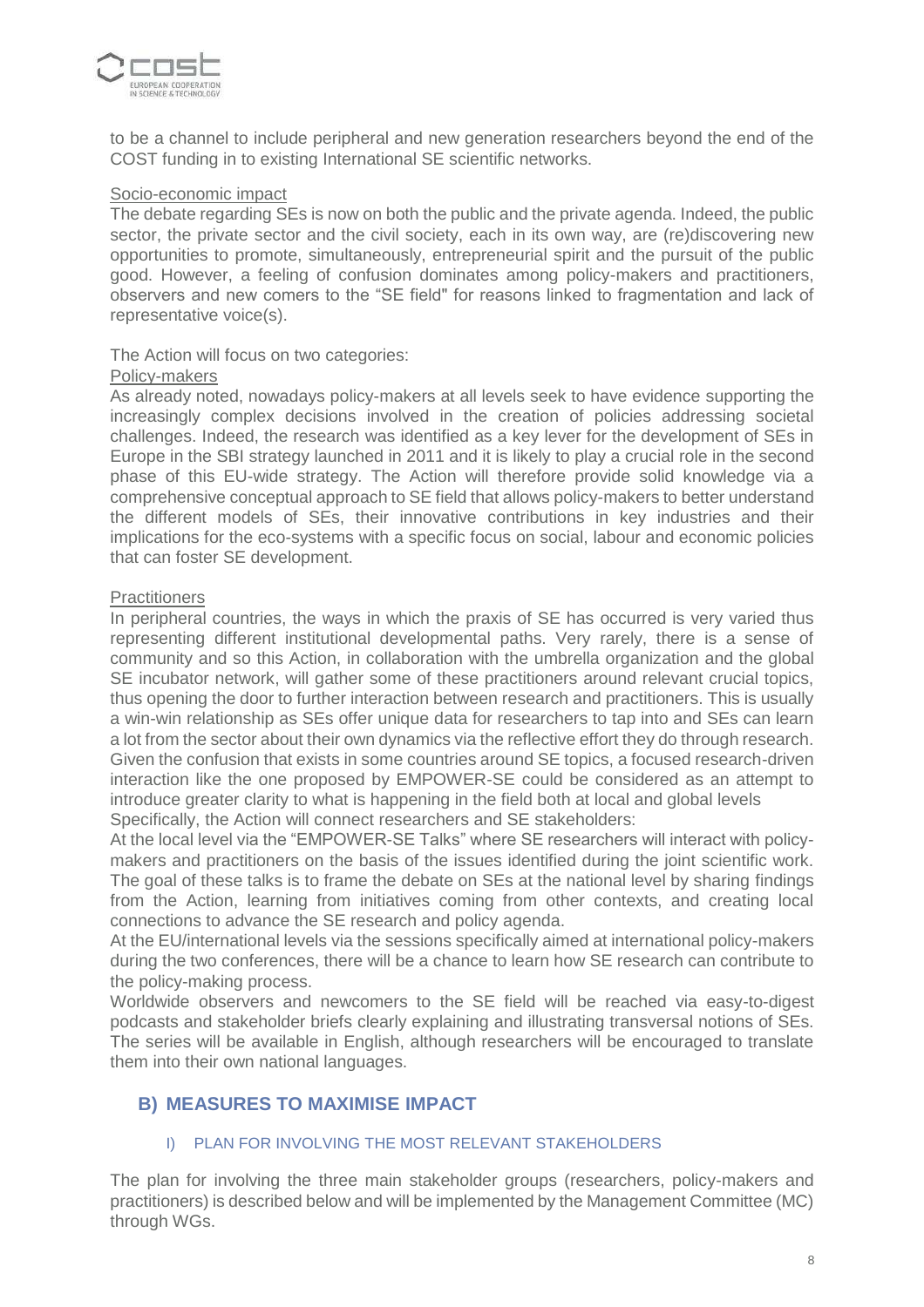to be a channel to include peripheral and new generation researchers beyond the end of the COST funding in to existing International SE scientific networks.

Socio-economic impact

The debate regarding SEs is now on both the public and the private agenda. Indeed, the public sector, the private sector and the civil society, each in its own way, are (re)discovering new opportunities to promote, simultaneously, entrepreneurial spirit and the pursuit of the public good. However, a feeling of confusion dominates among policy-makers and practitioners, observers and new comers to the "SE field" for reasons linked to fragmentation and lack of representative voice(s).

The Action will focus on two categories:

Policy-makers

As already noted, nowadays policy-makers at all levels seek to have evidence supporting the increasingly complex decisions involved in the creation of policies addressing societal challenges. Indeed, the research was identified as a key lever for the development of SEs in Europe in the SBI strategy launched in 2011 and it is likely to play a crucial role in the second phase of this EU-wide strategy. The Action will therefore provide solid knowledge via a comprehensive conceptual approach to SE field that allows policy-makers to better understand the different models of SEs, their innovative contributions in key industries and their implications for the eco-systems with a specific focus on social, labour and economic policies that can foster SE development.

Practitioners

In peripheral countries, the ways in which the praxis of SE has occurred is very varied thus representing different institutional developmental paths. Very rarely, there is a sense of community and so this Action, in collaboration with the umbrella organization and the global SE incubator network, will gather some of these practitioners around relevant crucial topics, thus opening the door to further interaction between research and practitioners. This is usually a win-win relationship as SEs offer unique data for researchers to tap into and SEs can learn a lot from the sector about their own dynamics via the reflective effort they do through research. Given the confusion that exists in some countries around SE topics, a focused research-driven interaction like the one proposed by EMPOWER-SE could be considered as an attempt to introduce greater clarity to what is happening in the field both at local and global levels
Specifically, the Action will connect researchers and SE stakeholders:
At the local level via the "EMPOWER-SE Talks" where SE researchers will interact with policy-makers and practitioners on the basis of the issues identified during the joint scientific work. The goal of these talks is to frame the debate on SEs at the national level by sharing findings from the Action, learning from initiatives coming from other contexts, and creating local connections to advance the SE research and policy agenda.
At the EU/international levels via the sessions specifically aimed at international policy-makers during the two conferences, there will be a chance to learn how SE research can contribute to the policy-making process.
Worldwide observers and newcomers to the SE field will be reached via easy-to-digest podcasts and stakeholder briefs clearly explaining and illustrating transversal notions of SEs. The series will be available in English, although researchers will be encouraged to translate them into their own national languages.

## B) MEASURES TO MAXIMISE IMPACT

### I) PLAN FOR INVOLVING THE MOST RELEVANT STAKEHOLDERS

The plan for involving the three main stakeholder groups (researchers, policy-makers and practitioners) is described below and will be implemented by the Management Committee (MC) through WGs.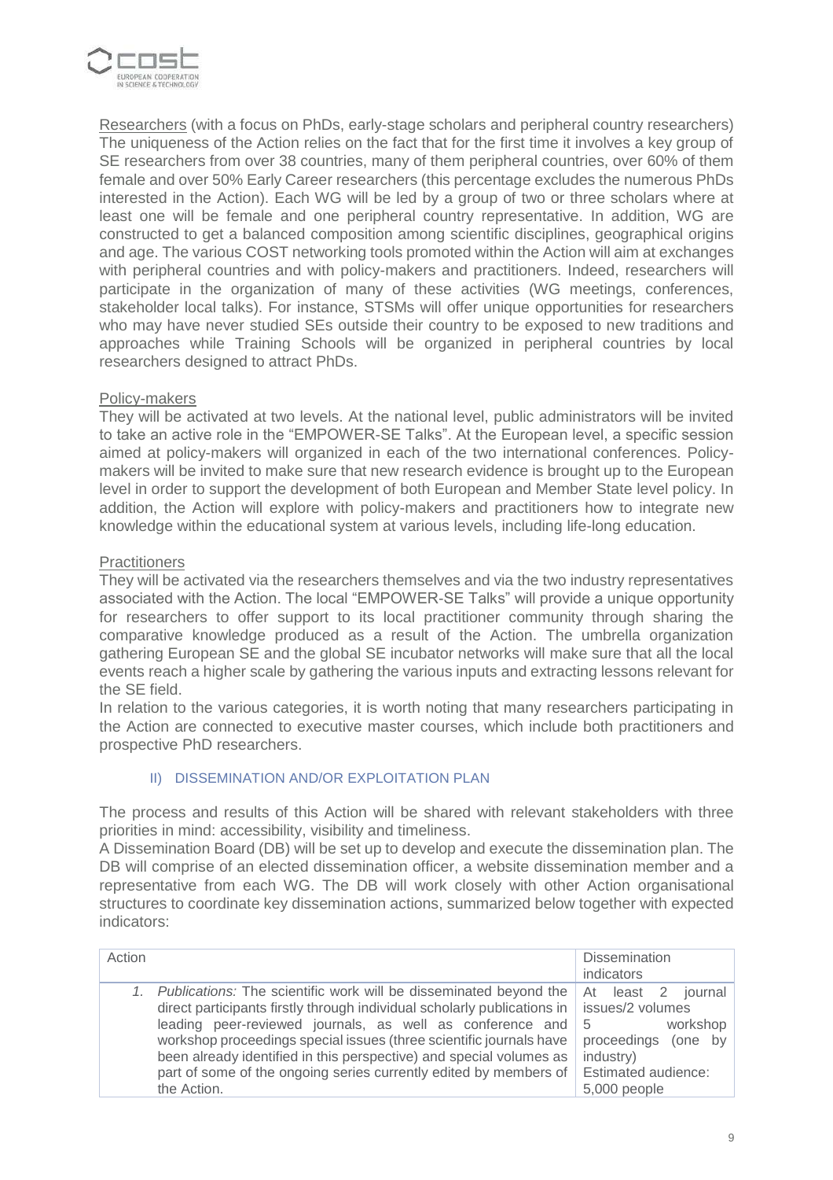Researchers (with a focus on PhDs, early-stage scholars and peripheral country researchers)
The uniqueness of the Action relies on the fact that for the first time it involves a key group of SE researchers from over 38 countries, many of them peripheral countries, over 60% of them female and over 50% Early Career researchers (this percentage excludes the numerous PhDs interested in the Action). Each WG will be led by a group of two or three scholars where at least one will be female and one peripheral country representative. In addition, WG are constructed to get a balanced composition among scientific disciplines, geographical origins and age. The various COST networking tools promoted within the Action will aim at exchanges with peripheral countries and with policy-makers and practitioners. Indeed, researchers will participate in the organization of many of these activities (WG meetings, conferences, stakeholder local talks). For instance, STSMs will offer unique opportunities for researchers who may have never studied SEs outside their country to be exposed to new traditions and approaches while Training Schools will be organized in peripheral countries by local researchers designed to attract PhDs.

Policy-makers
They will be activated at two levels. At the national level, public administrators will be invited to take an active role in the "EMPOWER-SE Talks". At the European level, a specific session aimed at policy-makers will organized in each of the two international conferences. Policy-makers will be invited to make sure that new research evidence is brought up to the European level in order to support the development of both European and Member State level policy. In addition, the Action will explore with policy-makers and practitioners how to integrate new knowledge within the educational system at various levels, including life-long education.

Practitioners
They will be activated via the researchers themselves and via the two industry representatives associated with the Action. The local "EMPOWER-SE Talks" will provide a unique opportunity for researchers to offer support to its local practitioner community through sharing the comparative knowledge produced as a result of the Action. The umbrella organization gathering European SE and the global SE incubator networks will make sure that all the local events reach a higher scale by gathering the various inputs and extracting lessons relevant for the SE field.
In relation to the various categories, it is worth noting that many researchers participating in the Action are connected to executive master courses, which include both practitioners and prospective PhD researchers.

### II) DISSEMINATION AND/OR EXPLOITATION PLAN

The process and results of this Action will be shared with relevant stakeholders with three priorities in mind: accessibility, visibility and timeliness.
A Dissemination Board (DB) will be set up to develop and execute the dissemination plan. The DB will comprise of an elected dissemination officer, a website dissemination member and a representative from each WG. The DB will work closely with other Action organisational structures to coordinate key dissemination actions, summarized below together with expected indicators:

| Action | Dissemination indicators |
|---|---|
| 1. *Publications:* The scientific work will be disseminated beyond the direct participants firstly through individual scholarly publications in leading peer-reviewed journals, as well as conference and workshop proceedings special issues (three scientific journals have been already identified in this perspective) and special volumes as part of some of the ongoing series currently edited by members of the Action. | At least 2 journal issues/2 volumes<br>5 workshop proceedings (one by industry)<br>Estimated audience: 5,000 people |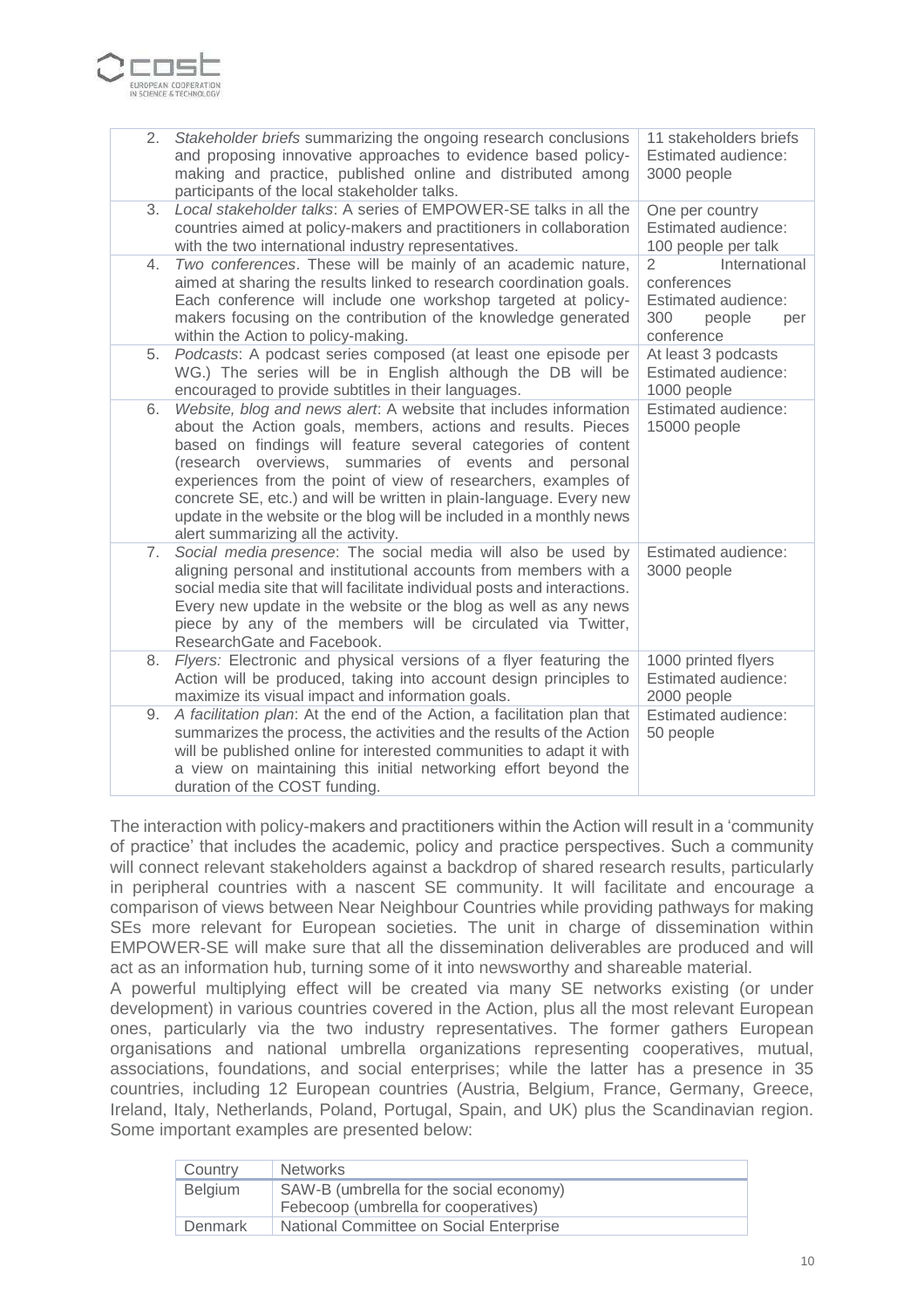| | | |
|---|---|---|
| 2. | *Stakeholder briefs* summarizing the ongoing research conclusions and proposing innovative approaches to evidence based policy-making and practice, published online and distributed among participants of the local stakeholder talks. | 11 stakeholders briefs<br>Estimated audience: 3000 people |
| 3. | *Local stakeholder talks*: A series of EMPOWER-SE talks in all the countries aimed at policy-makers and practitioners in collaboration with the two international industry representatives. | One per country<br>Estimated audience: 100 people per talk |
| 4. | *Two conferences*. These will be mainly of an academic nature, aimed at sharing the results linked to research coordination goals. Each conference will include one workshop targeted at policy-makers focusing on the contribution of the knowledge generated within the Action to policy-making. | 2 International conferences<br>Estimated audience: 300 people per conference |
| 5. | *Podcasts*: A podcast series composed (at least one episode per WG.) The series will be in English although the DB will be encouraged to provide subtitles in their languages. | At least 3 podcasts<br>Estimated audience: 1000 people |
| 6. | *Website, blog and news alert*: A website that includes information about the Action goals, members, actions and results. Pieces based on findings will feature several categories of content (research overviews, summaries of events and personal experiences from the point of view of researchers, examples of concrete SE, etc.) and will be written in plain-language. Every new update in the website or the blog will be included in a monthly news alert summarizing all the activity. | Estimated audience: 15000 people |
| 7. | *Social media presence*: The social media will also be used by aligning personal and institutional accounts from members with a social media site that will facilitate individual posts and interactions. Every new update in the website or the blog as well as any news piece by any of the members will be circulated via Twitter, ResearchGate and Facebook. | Estimated audience: 3000 people |
| 8. | *Flyers:* Electronic and physical versions of a flyer featuring the Action will be produced, taking into account design principles to maximize its visual impact and information goals. | 1000 printed flyers<br>Estimated audience: 2000 people |
| 9. | *A facilitation plan*: At the end of the Action, a facilitation plan that summarizes the process, the activities and the results of the Action will be published online for interested communities to adapt it with a view on maintaining this initial networking effort beyond the duration of the COST funding. | Estimated audience: 50 people |

The interaction with policy-makers and practitioners within the Action will result in a 'community of practice' that includes the academic, policy and practice perspectives. Such a community will connect relevant stakeholders against a backdrop of shared research results, particularly in peripheral countries with a nascent SE community. It will facilitate and encourage a comparison of views between Near Neighbour Countries while providing pathways for making SEs more relevant for European societies. The unit in charge of dissemination within EMPOWER-SE will make sure that all the dissemination deliverables are produced and will act as an information hub, turning some of it into newsworthy and shareable material.

A powerful multiplying effect will be created via many SE networks existing (or under development) in various countries covered in the Action, plus all the most relevant European ones, particularly via the two industry representatives. The former gathers European organisations and national umbrella organizations representing cooperatives, mutual, associations, foundations, and social enterprises; while the latter has a presence in 35 countries, including 12 European countries (Austria, Belgium, France, Germany, Greece, Ireland, Italy, Netherlands, Poland, Portugal, Spain, and UK) plus the Scandinavian region. Some important examples are presented below:

| Country | Networks |
|---|---|
| Belgium | SAW-B (umbrella for the social economy)<br>Febecoop (umbrella for cooperatives) |
| Denmark | National Committee on Social Enterprise |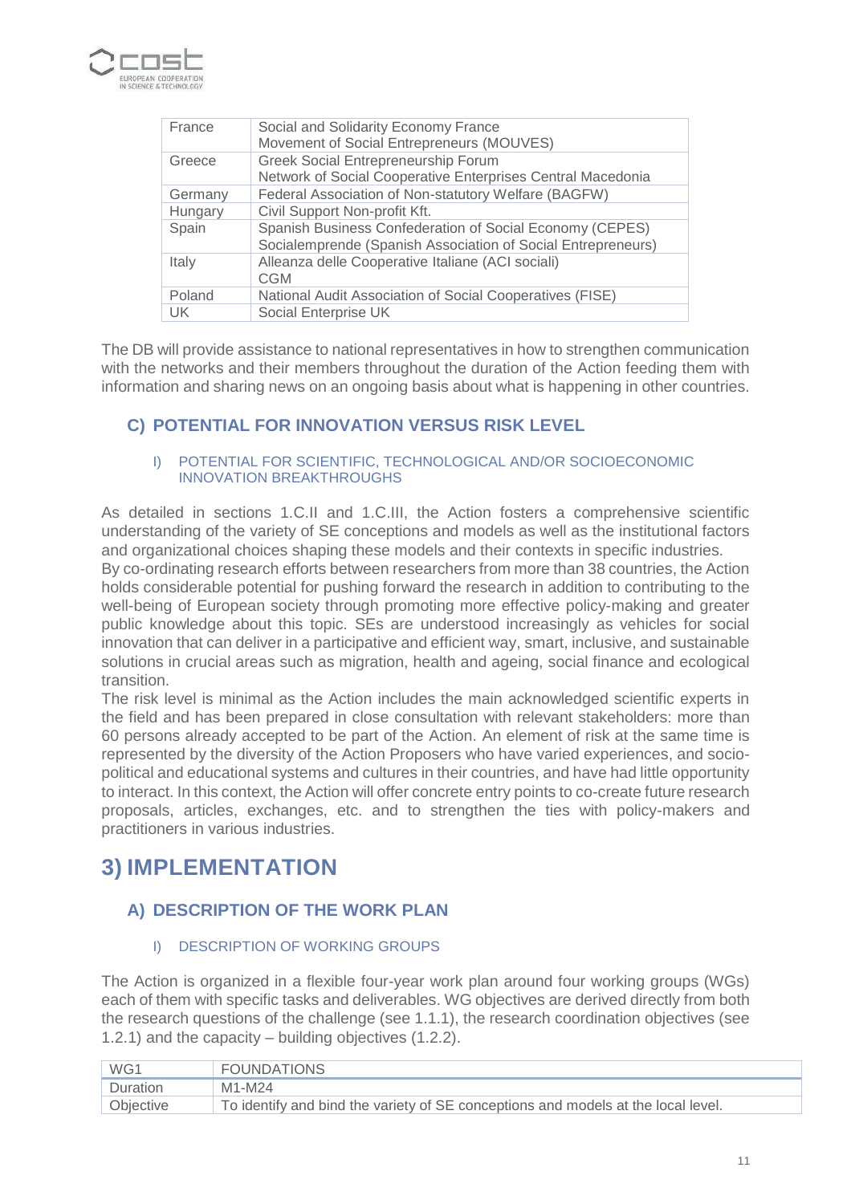| France | Social and Solidarity Economy France<br>Movement of Social Entrepreneurs (MOUVES) |
|---|---|
| Greece | Greek Social Entrepreneurship Forum<br>Network of Social Cooperative Enterprises Central Macedonia |
| Germany | Federal Association of Non-statutory Welfare (BAGFW) |
| Hungary | Civil Support Non-profit Kft. |
| Spain | Spanish Business Confederation of Social Economy (CEPES)<br>Socialemprende (Spanish Association of Social Entrepreneurs) |
| Italy | Alleanza delle Cooperative Italiane (ACI sociali)<br>CGM |
| Poland | National Audit Association of Social Cooperatives (FISE) |
| UK | Social Enterprise UK |

The DB will provide assistance to national representatives in how to strengthen communication with the networks and their members throughout the duration of the Action feeding them with information and sharing news on an ongoing basis about what is happening in other countries.

### C) POTENTIAL FOR INNOVATION VERSUS RISK LEVEL

#### I) POTENTIAL FOR SCIENTIFIC, TECHNOLOGICAL AND/OR SOCIOECONOMIC INNOVATION BREAKTHROUGHS

As detailed in sections 1.C.II and 1.C.III, the Action fosters a comprehensive scientific understanding of the variety of SE conceptions and models as well as the institutional factors and organizational choices shaping these models and their contexts in specific industries.
By co-ordinating research efforts between researchers from more than 38 countries, the Action holds considerable potential for pushing forward the research in addition to contributing to the well-being of European society through promoting more effective policy-making and greater public knowledge about this topic. SEs are understood increasingly as vehicles for social innovation that can deliver in a participative and efficient way, smart, inclusive, and sustainable solutions in crucial areas such as migration, health and ageing, social finance and ecological transition.
The risk level is minimal as the Action includes the main acknowledged scientific experts in the field and has been prepared in close consultation with relevant stakeholders: more than 60 persons already accepted to be part of the Action. An element of risk at the same time is represented by the diversity of the Action Proposers who have varied experiences, and socio-political and educational systems and cultures in their countries, and have had little opportunity to interact. In this context, the Action will offer concrete entry points to co-create future research proposals, articles, exchanges, etc. and to strengthen the ties with policy-makers and practitioners in various industries.

## 3) IMPLEMENTATION

### A) DESCRIPTION OF THE WORK PLAN

#### I) DESCRIPTION OF WORKING GROUPS

The Action is organized in a flexible four-year work plan around four working groups (WGs) each of them with specific tasks and deliverables. WG objectives are derived directly from both the research questions of the challenge (see 1.1.1), the research coordination objectives (see 1.2.1) and the capacity – building objectives (1.2.2).

| WG1 | FOUNDATIONS |
|---|---|
| Duration | M1-M24 |
| Objective | To identify and bind the variety of SE conceptions and models at the local level. |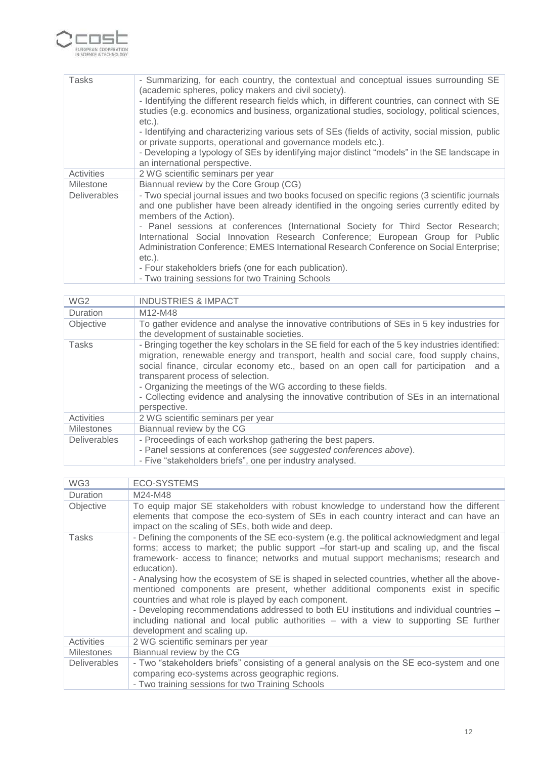| | |
|---|---|
| Tasks | - Summarizing, for each country, the contextual and conceptual issues surrounding SE (academic spheres, policy makers and civil society).<br>- Identifying the different research fields which, in different countries, can connect with SE studies (e.g. economics and business, organizational studies, sociology, political sciences, etc.).<br>- Identifying and characterizing various sets of SEs (fields of activity, social mission, public or private supports, operational and governance models etc.).<br>- Developing a typology of SEs by identifying major distinct "models" in the SE landscape in an international perspective. |
| Activities | 2 WG scientific seminars per year |
| Milestone | Biannual review by the Core Group (CG) |
| Deliverables | - Two special journal issues and two books focused on specific regions (3 scientific journals and one publisher have been already identified in the ongoing series currently edited by members of the Action).<br>- Panel sessions at conferences (International Society for Third Sector Research; International Social Innovation Research Conference; European Group for Public Administration Conference; EMES International Research Conference on Social Enterprise; etc.).<br>- Four stakeholders briefs (one for each publication).<br>- Two training sessions for two Training Schools |

| WG2 | INDUSTRIES & IMPACT |
|---|---|
| Duration | M12-M48 |
| Objective | To gather evidence and analyse the innovative contributions of SEs in 5 key industries for the development of sustainable societies. |
| Tasks | - Bringing together the key scholars in the SE field for each of the 5 key industries identified: migration, renewable energy and transport, health and social care, food supply chains, social finance, circular economy etc., based on an open call for participation and a transparent process of selection.<br>- Organizing the meetings of the WG according to these fields.<br>- Collecting evidence and analysing the innovative contribution of SEs in an international perspective. |
| Activities | 2 WG scientific seminars per year |
| Milestones | Biannual review by the CG |
| Deliverables | - Proceedings of each workshop gathering the best papers.<br>- Panel sessions at conferences (*see suggested conferences above*).<br>- Five "stakeholders briefs", one per industry analysed. |

| WG3 | ECO-SYSTEMS |
|---|---|
| Duration | M24-M48 |
| Objective | To equip major SE stakeholders with robust knowledge to understand how the different elements that compose the eco-system of SEs in each country interact and can have an impact on the scaling of SEs, both wide and deep. |
| Tasks | - Defining the components of the SE eco-system (e.g. the political acknowledgment and legal forms; access to market; the public support –for start-up and scaling up, and the fiscal framework- access to finance; networks and mutual support mechanisms; research and education).<br>- Analysing how the ecosystem of SE is shaped in selected countries, whether all the above-mentioned components are present, whether additional components exist in specific countries and what role is played by each component.<br>- Developing recommendations addressed to both EU institutions and individual countries – including national and local public authorities – with a view to supporting SE further development and scaling up. |
| Activities | 2 WG scientific seminars per year |
| Milestones | Biannual review by the CG |
| Deliverables | - Two "stakeholders briefs" consisting of a general analysis on the SE eco-system and one comparing eco-systems across geographic regions.<br>- Two training sessions for two Training Schools |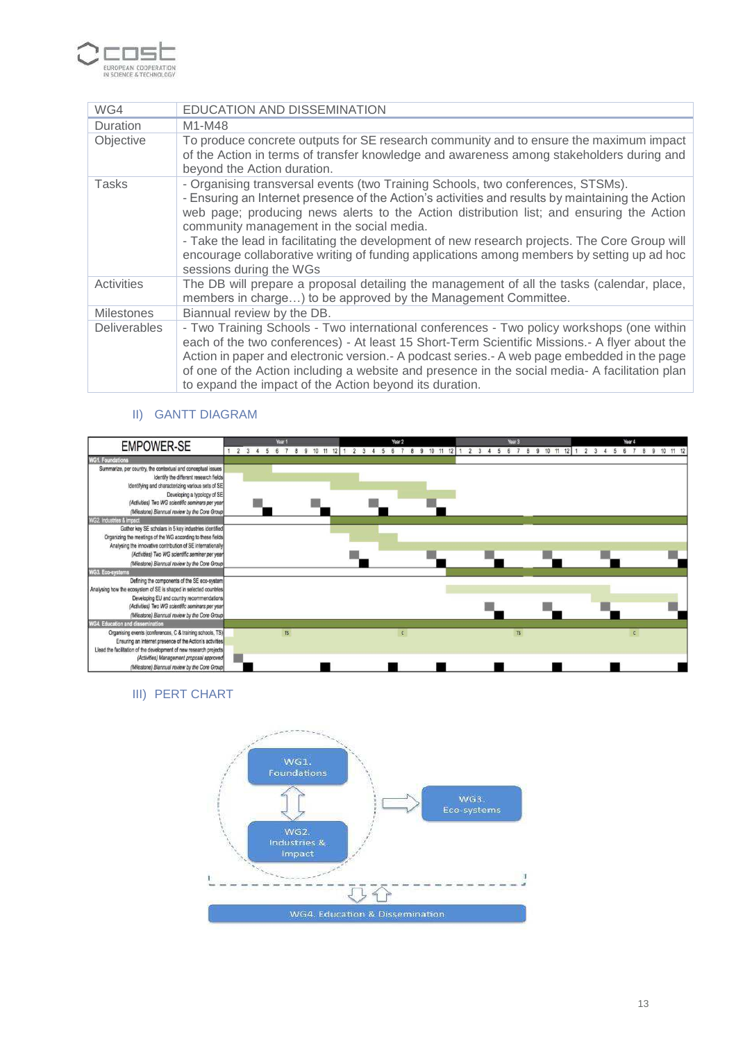| WG4 | EDUCATION AND DISSEMINATION |
|---|---|
| Duration | M1-M48 |
| Objective | To produce concrete outputs for SE research community and to ensure the maximum impact of the Action in terms of transfer knowledge and awareness among stakeholders during and beyond the Action duration. |
| Tasks | - Organising transversal events (two Training Schools, two conferences, STSMs).<br>- Ensuring an Internet presence of the Action's activities and results by maintaining the Action web page; producing news alerts to the Action distribution list; and ensuring the Action community management in the social media.<br>- Take the lead in facilitating the development of new research projects. The Core Group will encourage collaborative writing of funding applications among members by setting up ad hoc sessions during the WGs |
| Activities | The DB will prepare a proposal detailing the management of all the tasks (calendar, place, members in charge…) to be approved by the Management Committee. |
| Milestones | Biannual review by the DB. |
| Deliverables | - Two Training Schools - Two international conferences - Two policy workshops (one within each of the two conferences) - At least 15 Short-Term Scientific Missions.- A flyer about the Action in paper and electronic version.- A podcast series.- A web page embedded in the page of one of the Action including a website and presence in the social media- A facilitation plan to expand the impact of the Action beyond its duration. |

## II) GANTT DIAGRAM

**EMPOWER-SE** (Year 1 – Year 4, months 1–12 each)

**WG1. Foundations**
- Summarize, per country, the contextual and conceptual issues
- Identify the different research fields
- Identifying and characterizing various sets of SE
- Developing a typology of SE
- (Activities) Two WG scientific seminars per year
- (Milestone) Biannual review by the Core Group

**WG2. Industries & Impact**
- Gather key SE scholars in 5 key industries identified
- Organizing the meetings of the WG according to these fields
- Analysing the innovative contribution of SE internationally
- (Activities) Two WG scientific seminar per year
- (Milestone) Biannual review by the Core Group

**WG3. Eco-systems**
- Defining the components of the SE eco-system
- Analysing how the ecosystem of SE is shaped in selected countries
- Developing EU and country recommendations
- (Activities) Two WG scientific seminars per year
- (Milestone) Biannual review by the Core Group

**WG4. Education and dissemination**
- Organising events (conferences, C & training schools, TS) — TS (Year 1), C (Year 2), TS (Year 3), C (Year 4)
- Ensuring an Internet presence of the Action's activities
- Lead the facilitation of the development of new research projects
- (Activities) Management proposal approved
- (Milestone) Biannual review by the Core Group

## III) PERT CHART

WG1. Foundations ⇕ WG2. Industries & Impact ⇒ WG3. Eco-systems

⇩⇧ WG4. Education & Dissemination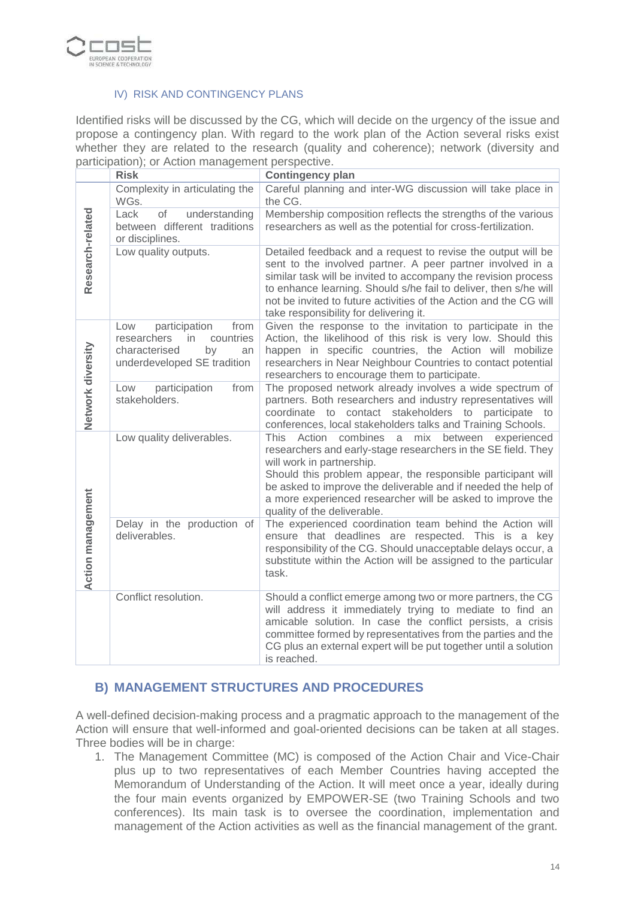#### IV) RISK AND CONTINGENCY PLANS

Identified risks will be discussed by the CG, which will decide on the urgency of the issue and propose a contingency plan. With regard to the work plan of the Action several risks exist whether they are related to the research (quality and coherence); network (diversity and participation); or Action management perspective.

| | Risk | Contingency plan |
|---|---|---|
| Research-related | Complexity in articulating the WGs. | Careful planning and inter-WG discussion will take place in the CG. |
| | Lack of understanding between different traditions or disciplines. | Membership composition reflects the strengths of the various researchers as well as the potential for cross-fertilization. |
| | Low quality outputs. | Detailed feedback and a request to revise the output will be sent to the involved partner. A peer partner involved in a similar task will be invited to accompany the revision process to enhance learning. Should s/he fail to deliver, then s/he will not be invited to future activities of the Action and the CG will take responsibility for delivering it. |
| Network diversity | Low participation from researchers in countries characterised by an underdeveloped SE tradition | Given the response to the invitation to participate in the Action, the likelihood of this risk is very low. Should this happen in specific countries, the Action will mobilize researchers in Near Neighbour Countries to contact potential researchers to encourage them to participate. |
| | Low participation from stakeholders. | The proposed network already involves a wide spectrum of partners. Both researchers and industry representatives will coordinate to contact stakeholders to participate to conferences, local stakeholders talks and Training Schools. |
| Action management | Low quality deliverables. | This Action combines a mix between experienced researchers and early-stage researchers in the SE field. They will work in partnership.<br>Should this problem appear, the responsible participant will be asked to improve the deliverable and if needed the help of a more experienced researcher will be asked to improve the quality of the deliverable. |
| | Delay in the production of deliverables. | The experienced coordination team behind the Action will ensure that deadlines are respected. This is a key responsibility of the CG. Should unacceptable delays occur, a substitute within the Action will be assigned to the particular task. |
| | Conflict resolution. | Should a conflict emerge among two or more partners, the CG will address it immediately trying to mediate to find an amicable solution. In case the conflict persists, a crisis committee formed by representatives from the parties and the CG plus an external expert will be put together until a solution is reached. |

## B) MANAGEMENT STRUCTURES AND PROCEDURES

A well-defined decision-making process and a pragmatic approach to the management of the Action will ensure that well-informed and goal-oriented decisions can be taken at all stages. Three bodies will be in charge:

1. The Management Committee (MC) is composed of the Action Chair and Vice-Chair plus up to two representatives of each Member Countries having accepted the Memorandum of Understanding of the Action. It will meet once a year, ideally during the four main events organized by EMPOWER-SE (two Training Schools and two conferences). Its main task is to oversee the coordination, implementation and management of the Action activities as well as the financial management of the grant.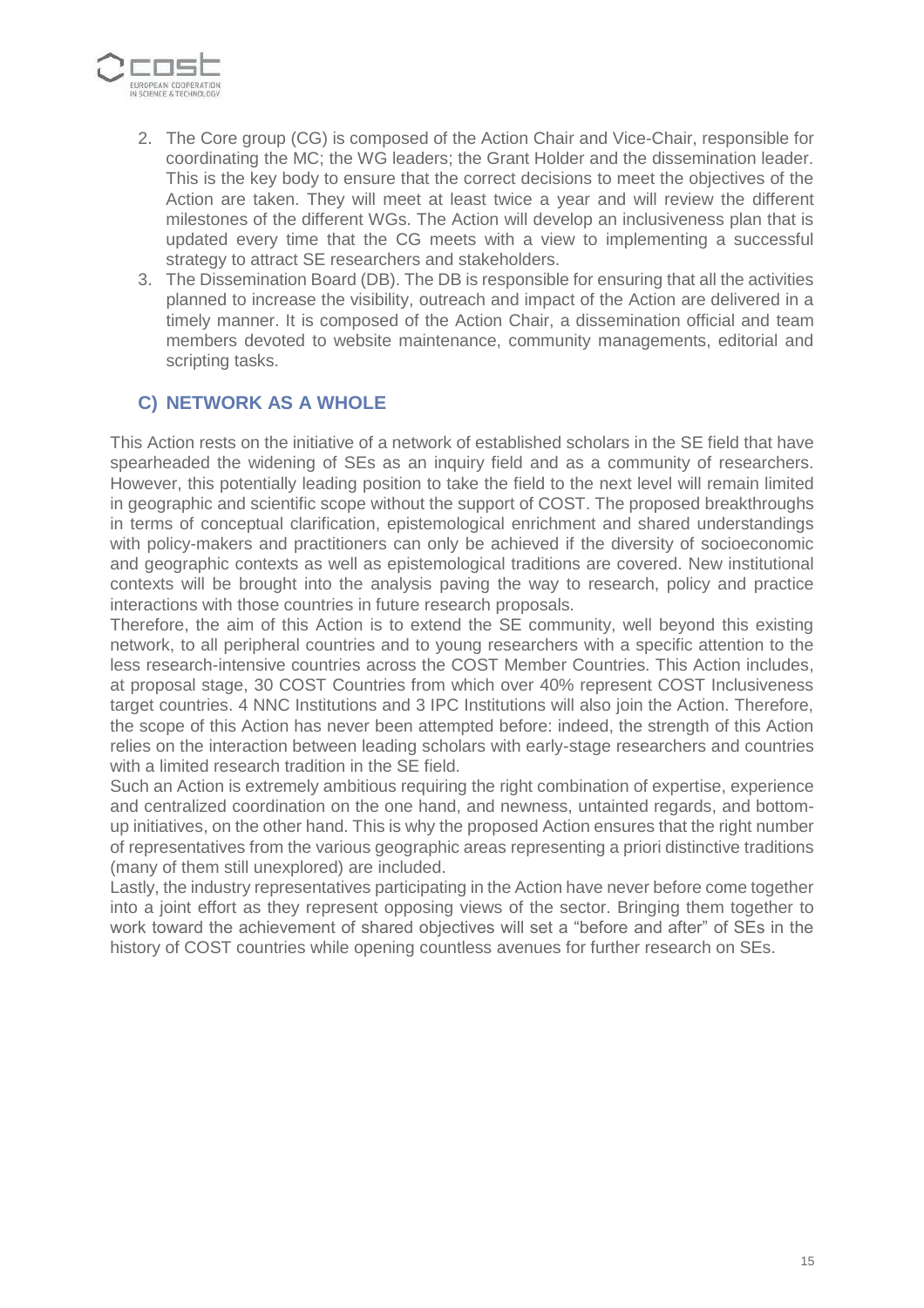2. The Core group (CG) is composed of the Action Chair and Vice-Chair, responsible for coordinating the MC; the WG leaders; the Grant Holder and the dissemination leader. This is the key body to ensure that the correct decisions to meet the objectives of the Action are taken. They will meet at least twice a year and will review the different milestones of the different WGs. The Action will develop an inclusiveness plan that is updated every time that the CG meets with a view to implementing a successful strategy to attract SE researchers and stakeholders.
3. The Dissemination Board (DB). The DB is responsible for ensuring that all the activities planned to increase the visibility, outreach and impact of the Action are delivered in a timely manner. It is composed of the Action Chair, a dissemination official and team members devoted to website maintenance, community managements, editorial and scripting tasks.

### C) NETWORK AS A WHOLE

This Action rests on the initiative of a network of established scholars in the SE field that have spearheaded the widening of SEs as an inquiry field and as a community of researchers. However, this potentially leading position to take the field to the next level will remain limited in geographic and scientific scope without the support of COST. The proposed breakthroughs in terms of conceptual clarification, epistemological enrichment and shared understandings with policy-makers and practitioners can only be achieved if the diversity of socioeconomic and geographic contexts as well as epistemological traditions are covered. New institutional contexts will be brought into the analysis paving the way to research, policy and practice interactions with those countries in future research proposals.

Therefore, the aim of this Action is to extend the SE community, well beyond this existing network, to all peripheral countries and to young researchers with a specific attention to the less research-intensive countries across the COST Member Countries. This Action includes, at proposal stage, 30 COST Countries from which over 40% represent COST Inclusiveness target countries. 4 NNC Institutions and 3 IPC Institutions will also join the Action. Therefore, the scope of this Action has never been attempted before: indeed, the strength of this Action relies on the interaction between leading scholars with early-stage researchers and countries with a limited research tradition in the SE field.

Such an Action is extremely ambitious requiring the right combination of expertise, experience and centralized coordination on the one hand, and newness, untainted regards, and bottom-up initiatives, on the other hand. This is why the proposed Action ensures that the right number of representatives from the various geographic areas representing a priori distinctive traditions (many of them still unexplored) are included.

Lastly, the industry representatives participating in the Action have never before come together into a joint effort as they represent opposing views of the sector. Bringing them together to work toward the achievement of shared objectives will set a "before and after" of SEs in the history of COST countries while opening countless avenues for further research on SEs.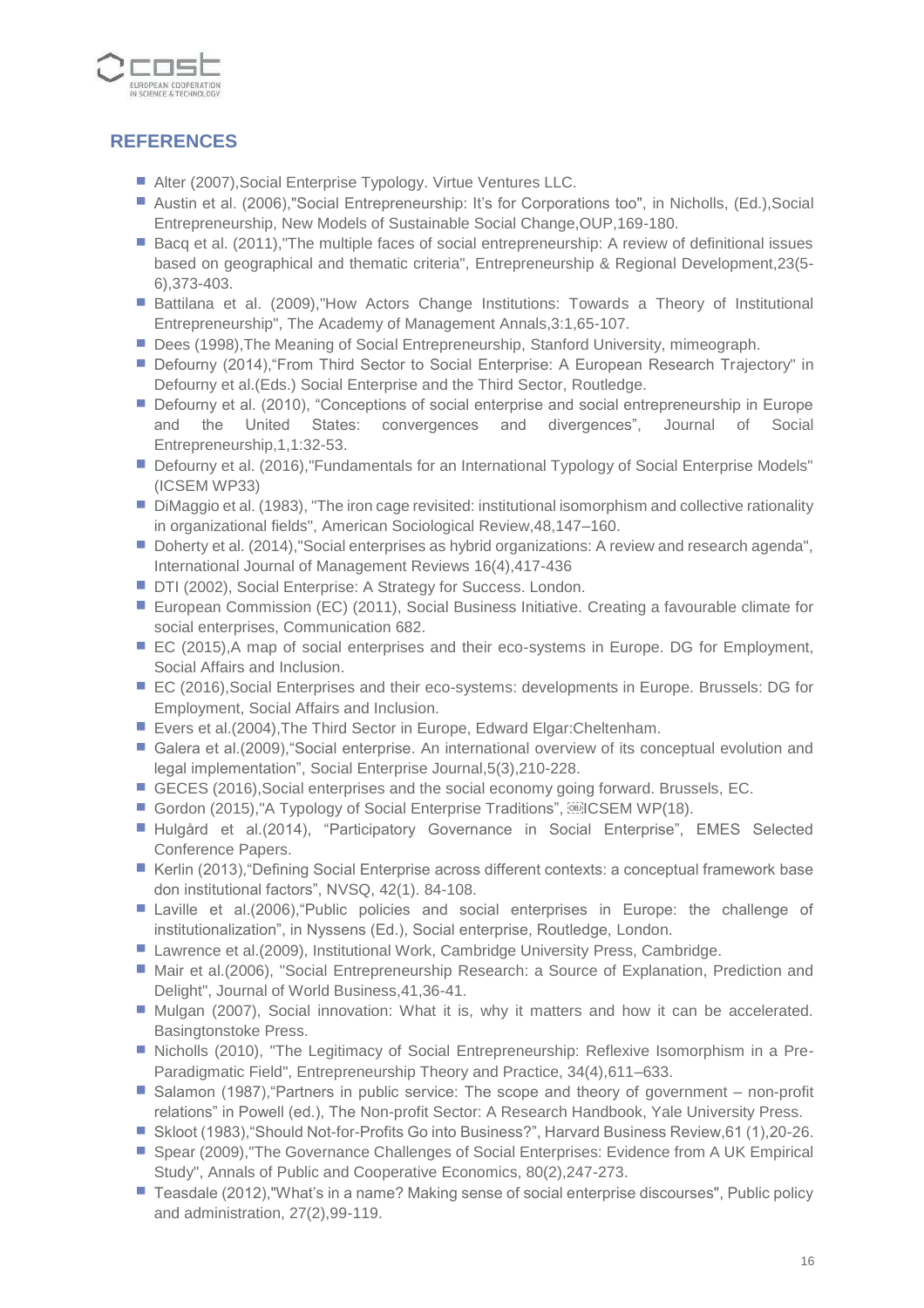## REFERENCES

- Alter (2007),Social Enterprise Typology. Virtue Ventures LLC.
- Austin et al. (2006),"Social Entrepreneurship: It's for Corporations too", in Nicholls, (Ed.),Social Entrepreneurship, New Models of Sustainable Social Change,OUP,169-180.
- Bacq et al. (2011),"The multiple faces of social entrepreneurship: A review of definitional issues based on geographical and thematic criteria", Entrepreneurship & Regional Development,23(5-6),373-403.
- Battilana et al. (2009),"How Actors Change Institutions: Towards a Theory of Institutional Entrepreneurship", The Academy of Management Annals,3:1,65-107.
- Dees (1998),The Meaning of Social Entrepreneurship, Stanford University, mimeograph.
- Defourny (2014),"From Third Sector to Social Enterprise: A European Research Trajectory" in Defourny et al.(Eds.) Social Enterprise and the Third Sector, Routledge.
- Defourny et al. (2010), "Conceptions of social enterprise and social entrepreneurship in Europe and the United States: convergences and divergences", Journal of Social Entrepreneurship,1,1:32-53.
- Defourny et al. (2016),"Fundamentals for an International Typology of Social Enterprise Models" (ICSEM WP33)
- DiMaggio et al. (1983), "The iron cage revisited: institutional isomorphism and collective rationality in organizational fields", American Sociological Review,48,147–160.
- Doherty et al. (2014),"Social enterprises as hybrid organizations: A review and research agenda", International Journal of Management Reviews 16(4),417-436
- DTI (2002), Social Enterprise: A Strategy for Success. London.
- European Commission (EC) (2011), Social Business Initiative. Creating a favourable climate for social enterprises, Communication 682.
- EC (2015),A map of social enterprises and their eco-systems in Europe. DG for Employment, Social Affairs and Inclusion.
- EC (2016),Social Enterprises and their eco-systems: developments in Europe. Brussels: DG for Employment, Social Affairs and Inclusion.
- Evers et al.(2004),The Third Sector in Europe, Edward Elgar:Cheltenham.
- Galera et al.(2009),"Social enterprise. An international overview of its conceptual evolution and legal implementation", Social Enterprise Journal,5(3),210-228.
- GECES (2016),Social enterprises and the social economy going forward. Brussels, EC.
- Gordon (2015),"A Typology of Social Enterprise Traditions", ICSEM WP(18).
- Hulgård et al.(2014), "Participatory Governance in Social Enterprise", EMES Selected Conference Papers.
- Kerlin (2013),"Defining Social Enterprise across different contexts: a conceptual framework base don institutional factors", NVSQ, 42(1). 84-108.
- Laville et al.(2006),"Public policies and social enterprises in Europe: the challenge of institutionalization", in Nyssens (Ed.), Social enterprise, Routledge, London.
- Lawrence et al.(2009), Institutional Work, Cambridge University Press, Cambridge.
- Mair et al.(2006), "Social Entrepreneurship Research: a Source of Explanation, Prediction and Delight", Journal of World Business,41,36-41.
- Mulgan (2007), Social innovation: What it is, why it matters and how it can be accelerated. Basingtonstoke Press.
- Nicholls (2010), "The Legitimacy of Social Entrepreneurship: Reflexive Isomorphism in a Pre-Paradigmatic Field", Entrepreneurship Theory and Practice, 34(4),611–633.
- Salamon (1987),"Partners in public service: The scope and theory of government – non-profit relations" in Powell (ed.), The Non-profit Sector: A Research Handbook, Yale University Press.
- Skloot (1983),"Should Not-for-Profits Go into Business?", Harvard Business Review,61 (1),20-26.
- Spear (2009),"The Governance Challenges of Social Enterprises: Evidence from A UK Empirical Study", Annals of Public and Cooperative Economics, 80(2),247-273.
- Teasdale (2012),"What's in a name? Making sense of social enterprise discourses", Public policy and administration, 27(2),99-119.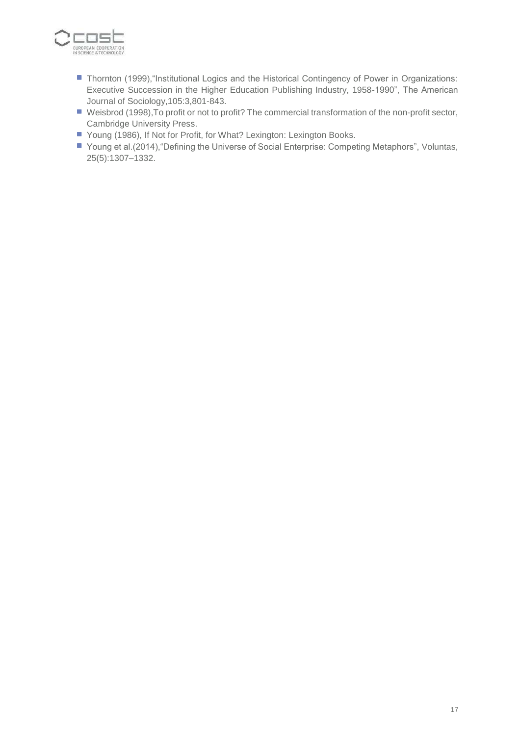- Thornton (1999),"Institutional Logics and the Historical Contingency of Power in Organizations: Executive Succession in the Higher Education Publishing Industry, 1958-1990", The American Journal of Sociology,105:3,801-843.
- Weisbrod (1998),To profit or not to profit? The commercial transformation of the non-profit sector, Cambridge University Press.
- Young (1986), If Not for Profit, for What? Lexington: Lexington Books.
- Young et al.(2014),"Defining the Universe of Social Enterprise: Competing Metaphors", Voluntas, 25(5):1307–1332.